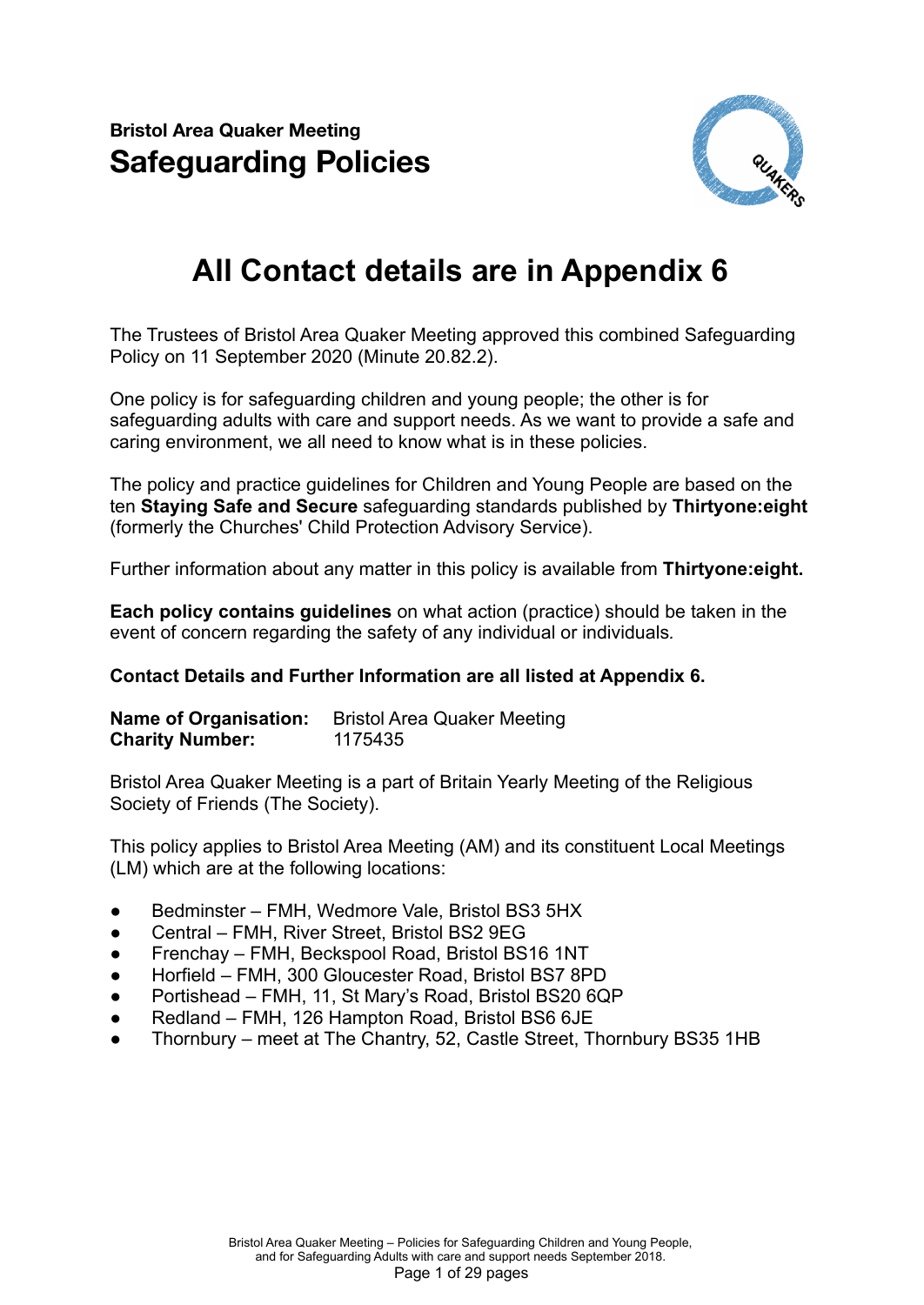**Bristol Area Quaker Meeting**
# Safeguarding Policies

## All Contact details are in Appendix 6

The Trustees of Bristol Area Quaker Meeting approved this combined Safeguarding Policy on 11 September 2020 (Minute 20.82.2).

One policy is for safeguarding children and young people; the other is for safeguarding adults with care and support needs. As we want to provide a safe and caring environment, we all need to know what is in these policies.

The policy and practice guidelines for Children and Young People are based on the ten **Staying Safe and Secure** safeguarding standards published by **Thirtyone:eight** (formerly the Churches' Child Protection Advisory Service).

Further information about any matter in this policy is available from **Thirtyone:eight.**

**Each policy contains guidelines** on what action (practice) should be taken in the event of concern regarding the safety of any individual or individuals.

**Contact Details and Further Information are all listed at Appendix 6.**

**Name of Organisation:** Bristol Area Quaker Meeting
**Charity Number:** 1175435

Bristol Area Quaker Meeting is a part of Britain Yearly Meeting of the Religious Society of Friends (The Society).

This policy applies to Bristol Area Meeting (AM) and its constituent Local Meetings (LM) which are at the following locations:

- Bedminster – FMH, Wedmore Vale, Bristol BS3 5HX
- Central – FMH, River Street, Bristol BS2 9EG
- Frenchay – FMH, Beckspool Road, Bristol BS16 1NT
- Horfield – FMH, 300 Gloucester Road, Bristol BS7 8PD
- Portishead – FMH, 11, St Mary's Road, Bristol BS20 6QP
- Redland – FMH, 126 Hampton Road, Bristol BS6 6JE
- Thornbury – meet at The Chantry, 52, Castle Street, Thornbury BS35 1HB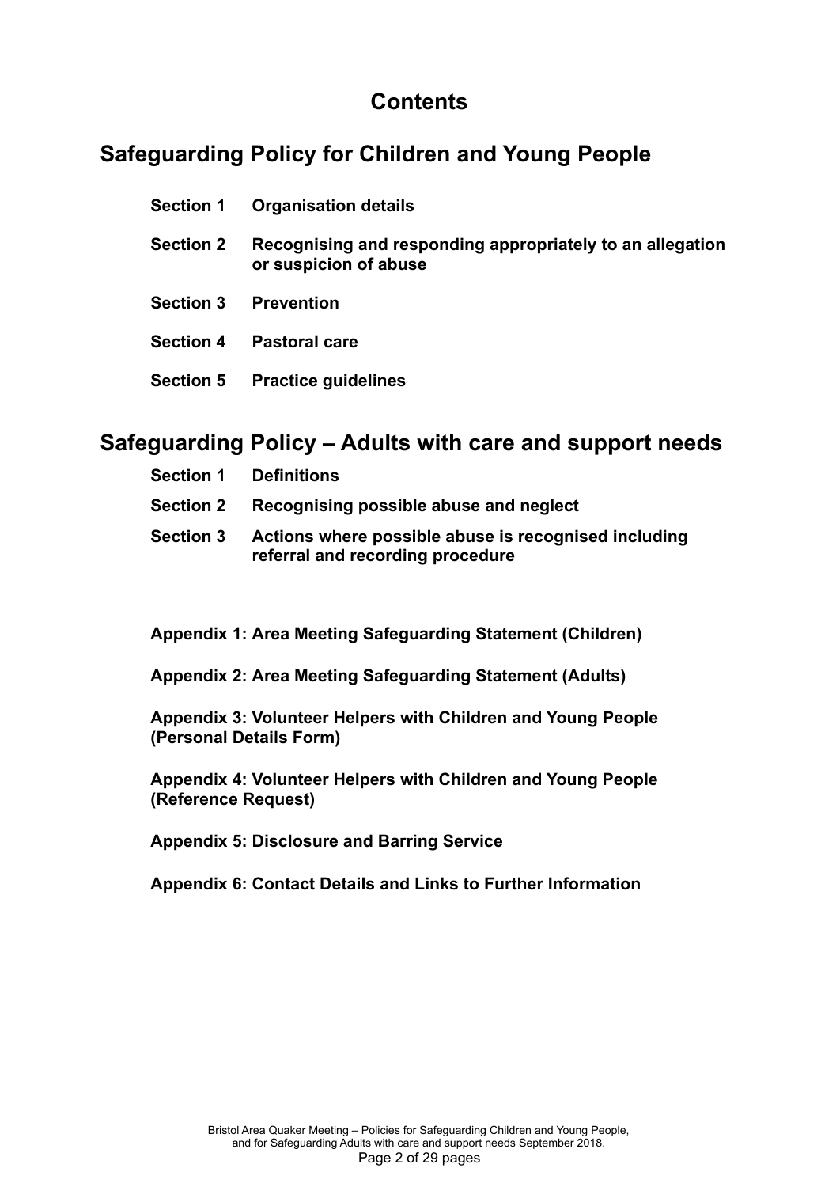# Contents

## Safeguarding Policy for Children and Young People

**Section 1 Organisation details**

**Section 2 Recognising and responding appropriately to an allegation or suspicion of abuse**

**Section 3 Prevention**

**Section 4 Pastoral care**

**Section 5 Practice guidelines**

## Safeguarding Policy – Adults with care and support needs

**Section 1 Definitions**

**Section 2 Recognising possible abuse and neglect**

**Section 3 Actions where possible abuse is recognised including referral and recording procedure**

**Appendix 1: Area Meeting Safeguarding Statement (Children)**

**Appendix 2: Area Meeting Safeguarding Statement (Adults)**

**Appendix 3: Volunteer Helpers with Children and Young People (Personal Details Form)**

**Appendix 4: Volunteer Helpers with Children and Young People (Reference Request)**

**Appendix 5: Disclosure and Barring Service**

**Appendix 6: Contact Details and Links to Further Information**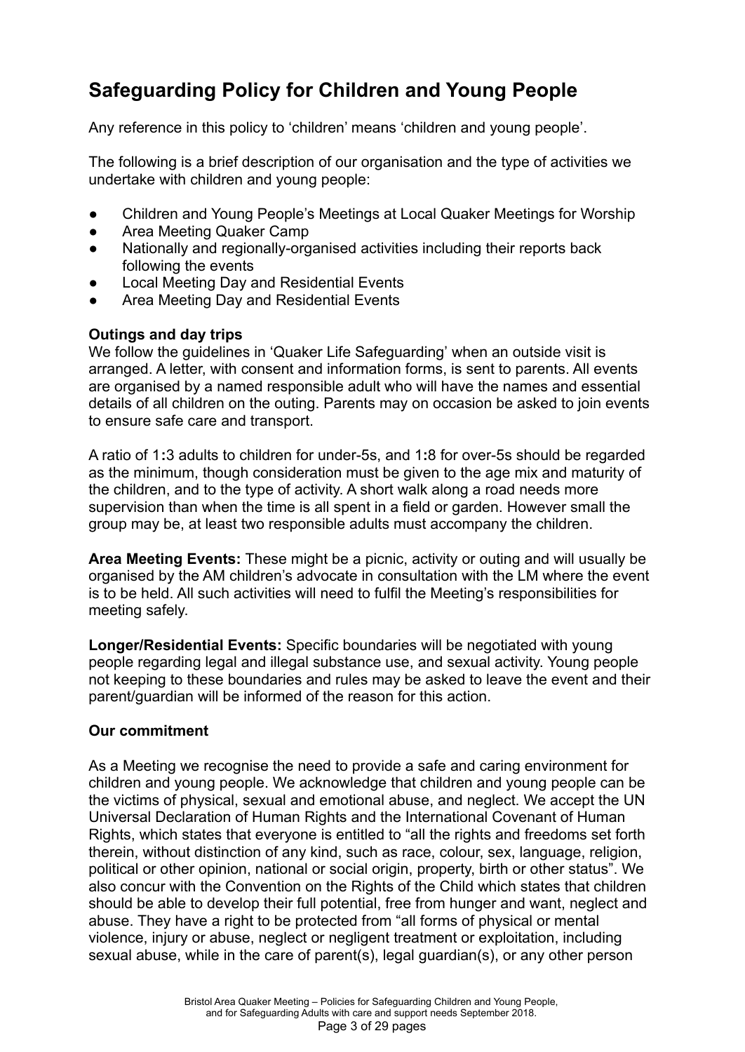# Safeguarding Policy for Children and Young People

Any reference in this policy to 'children' means 'children and young people'.

The following is a brief description of our organisation and the type of activities we undertake with children and young people:

- Children and Young People's Meetings at Local Quaker Meetings for Worship
- Area Meeting Quaker Camp
- Nationally and regionally-organised activities including their reports back following the events
- Local Meeting Day and Residential Events
- Area Meeting Day and Residential Events

### Outings and day trips

We follow the guidelines in 'Quaker Life Safeguarding' when an outside visit is arranged. A letter, with consent and information forms, is sent to parents. All events are organised by a named responsible adult who will have the names and essential details of all children on the outing. Parents may on occasion be asked to join events to ensure safe care and transport.

A ratio of 1:3 adults to children for under-5s, and 1:8 for over-5s should be regarded as the minimum, though consideration must be given to the age mix and maturity of the children, and to the type of activity. A short walk along a road needs more supervision than when the time is all spent in a field or garden. However small the group may be, at least two responsible adults must accompany the children.

**Area Meeting Events:** These might be a picnic, activity or outing and will usually be organised by the AM children's advocate in consultation with the LM where the event is to be held. All such activities will need to fulfil the Meeting's responsibilities for meeting safely.

**Longer/Residential Events:** Specific boundaries will be negotiated with young people regarding legal and illegal substance use, and sexual activity. Young people not keeping to these boundaries and rules may be asked to leave the event and their parent/guardian will be informed of the reason for this action.

### Our commitment

As a Meeting we recognise the need to provide a safe and caring environment for children and young people. We acknowledge that children and young people can be the victims of physical, sexual and emotional abuse, and neglect. We accept the UN Universal Declaration of Human Rights and the International Covenant of Human Rights, which states that everyone is entitled to "all the rights and freedoms set forth therein, without distinction of any kind, such as race, colour, sex, language, religion, political or other opinion, national or social origin, property, birth or other status". We also concur with the Convention on the Rights of the Child which states that children should be able to develop their full potential, free from hunger and want, neglect and abuse. They have a right to be protected from "all forms of physical or mental violence, injury or abuse, neglect or negligent treatment or exploitation, including sexual abuse, while in the care of parent(s), legal guardian(s), or any other person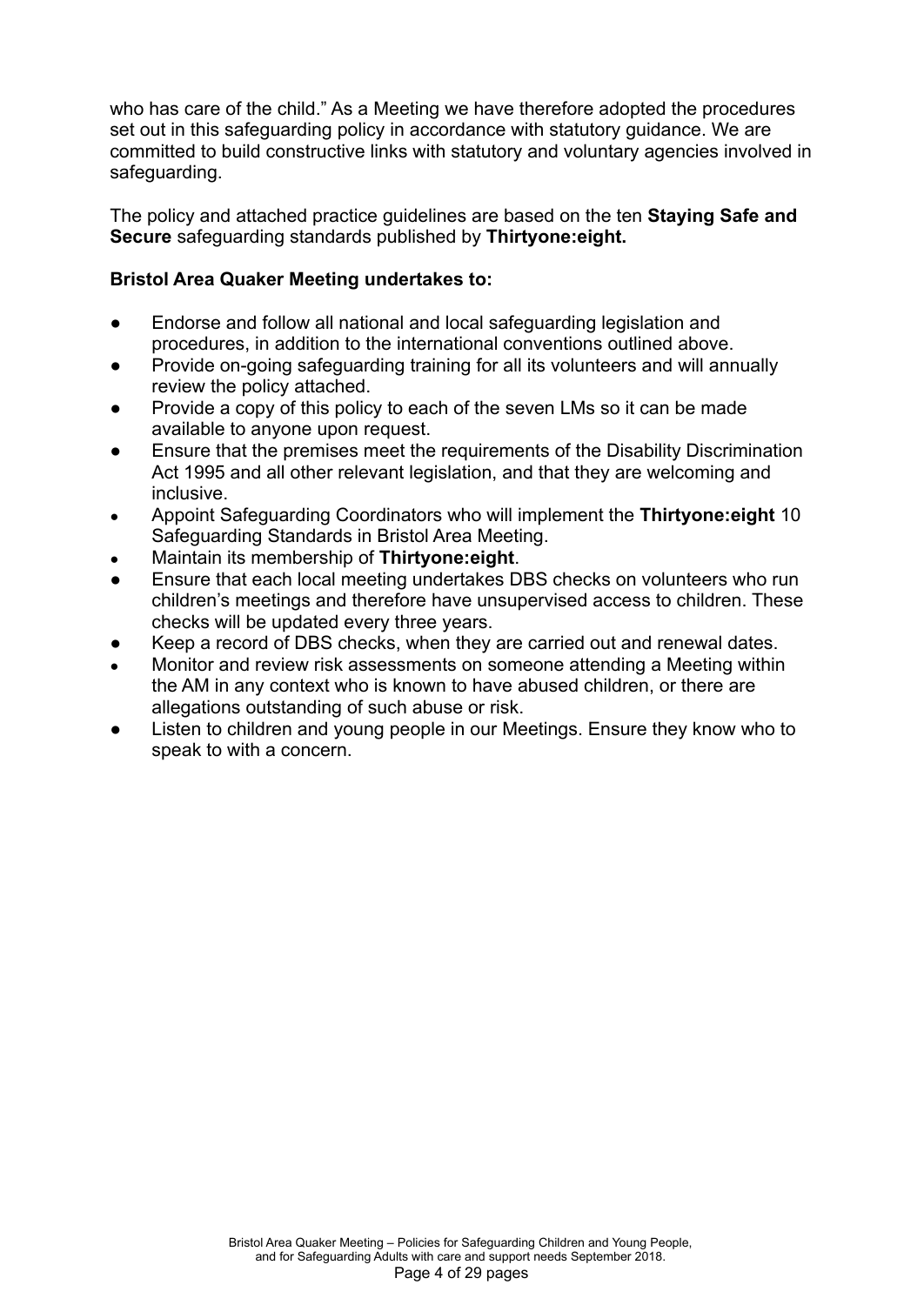who has care of the child." As a Meeting we have therefore adopted the procedures set out in this safeguarding policy in accordance with statutory guidance. We are committed to build constructive links with statutory and voluntary agencies involved in safeguarding.

The policy and attached practice guidelines are based on the ten **Staying Safe and Secure** safeguarding standards published by **Thirtyone:eight.**

**Bristol Area Quaker Meeting undertakes to:**

- Endorse and follow all national and local safeguarding legislation and procedures, in addition to the international conventions outlined above.
- Provide on-going safeguarding training for all its volunteers and will annually review the policy attached.
- Provide a copy of this policy to each of the seven LMs so it can be made available to anyone upon request.
- Ensure that the premises meet the requirements of the Disability Discrimination Act 1995 and all other relevant legislation, and that they are welcoming and inclusive.
- Appoint Safeguarding Coordinators who will implement the **Thirtyone:eight** 10 Safeguarding Standards in Bristol Area Meeting.
- Maintain its membership of **Thirtyone:eight**.
- Ensure that each local meeting undertakes DBS checks on volunteers who run children's meetings and therefore have unsupervised access to children. These checks will be updated every three years.
- Keep a record of DBS checks, when they are carried out and renewal dates.
- Monitor and review risk assessments on someone attending a Meeting within the AM in any context who is known to have abused children, or there are allegations outstanding of such abuse or risk.
- Listen to children and young people in our Meetings. Ensure they know who to speak to with a concern.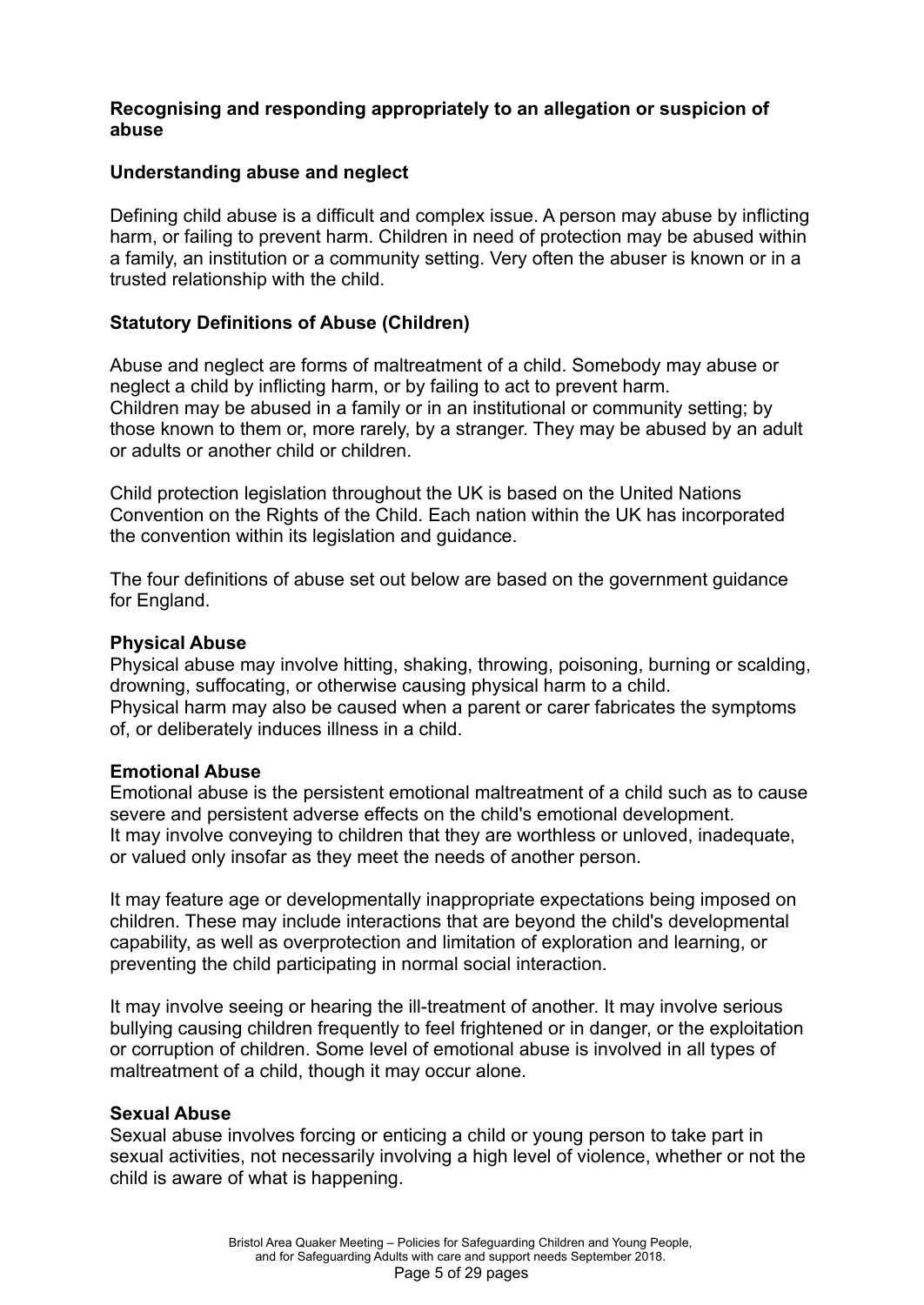**Recognising and responding appropriately to an allegation or suspicion of abuse**

**Understanding abuse and neglect**

Defining child abuse is a difficult and complex issue. A person may abuse by inflicting harm, or failing to prevent harm. Children in need of protection may be abused within a family, an institution or a community setting. Very often the abuser is known or in a trusted relationship with the child.

**Statutory Definitions of Abuse (Children)**

Abuse and neglect are forms of maltreatment of a child. Somebody may abuse or neglect a child by inflicting harm, or by failing to act to prevent harm.
Children may be abused in a family or in an institutional or community setting; by those known to them or, more rarely, by a stranger. They may be abused by an adult or adults or another child or children.

Child protection legislation throughout the UK is based on the United Nations Convention on the Rights of the Child. Each nation within the UK has incorporated the convention within its legislation and guidance.

The four definitions of abuse set out below are based on the government guidance for England.

**Physical Abuse**
Physical abuse may involve hitting, shaking, throwing, poisoning, burning or scalding, drowning, suffocating, or otherwise causing physical harm to a child.
Physical harm may also be caused when a parent or carer fabricates the symptoms of, or deliberately induces illness in a child.

**Emotional Abuse**
Emotional abuse is the persistent emotional maltreatment of a child such as to cause severe and persistent adverse effects on the child's emotional development.
It may involve conveying to children that they are worthless or unloved, inadequate, or valued only insofar as they meet the needs of another person.

It may feature age or developmentally inappropriate expectations being imposed on children. These may include interactions that are beyond the child's developmental capability, as well as overprotection and limitation of exploration and learning, or preventing the child participating in normal social interaction.

It may involve seeing or hearing the ill-treatment of another. It may involve serious bullying causing children frequently to feel frightened or in danger, or the exploitation or corruption of children. Some level of emotional abuse is involved in all types of maltreatment of a child, though it may occur alone.

**Sexual Abuse**
Sexual abuse involves forcing or enticing a child or young person to take part in sexual activities, not necessarily involving a high level of violence, whether or not the child is aware of what is happening.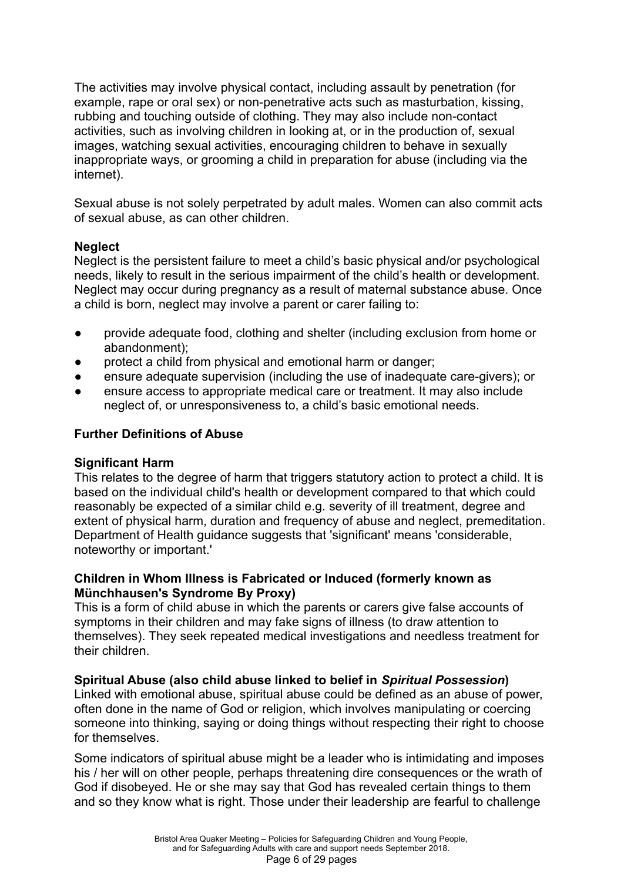The activities may involve physical contact, including assault by penetration (for example, rape or oral sex) or non-penetrative acts such as masturbation, kissing, rubbing and touching outside of clothing. They may also include non-contact activities, such as involving children in looking at, or in the production of, sexual images, watching sexual activities, encouraging children to behave in sexually inappropriate ways, or grooming a child in preparation for abuse (including via the internet).

Sexual abuse is not solely perpetrated by adult males. Women can also commit acts of sexual abuse, as can other children.

**Neglect**
Neglect is the persistent failure to meet a child's basic physical and/or psychological needs, likely to result in the serious impairment of the child's health or development. Neglect may occur during pregnancy as a result of maternal substance abuse. Once a child is born, neglect may involve a parent or carer failing to:

- provide adequate food, clothing and shelter (including exclusion from home or abandonment);
- protect a child from physical and emotional harm or danger;
- ensure adequate supervision (including the use of inadequate care-givers); or
- ensure access to appropriate medical care or treatment. It may also include neglect of, or unresponsiveness to, a child's basic emotional needs.

**Further Definitions of Abuse**

**Significant Harm**
This relates to the degree of harm that triggers statutory action to protect a child. It is based on the individual child's health or development compared to that which could reasonably be expected of a similar child e.g. severity of ill treatment, degree and extent of physical harm, duration and frequency of abuse and neglect, premeditation. Department of Health guidance suggests that 'significant' means 'considerable, noteworthy or important.'

**Children in Whom Illness is Fabricated or Induced (formerly known as Münchhausen's Syndrome By Proxy)**
This is a form of child abuse in which the parents or carers give false accounts of symptoms in their children and may fake signs of illness (to draw attention to themselves). They seek repeated medical investigations and needless treatment for their children.

**Spiritual Abuse (also child abuse linked to belief in *Spiritual Possession*)**
Linked with emotional abuse, spiritual abuse could be defined as an abuse of power, often done in the name of God or religion, which involves manipulating or coercing someone into thinking, saying or doing things without respecting their right to choose for themselves.

Some indicators of spiritual abuse might be a leader who is intimidating and imposes his / her will on other people, perhaps threatening dire consequences or the wrath of God if disobeyed. He or she may say that God has revealed certain things to them and so they know what is right. Those under their leadership are fearful to challenge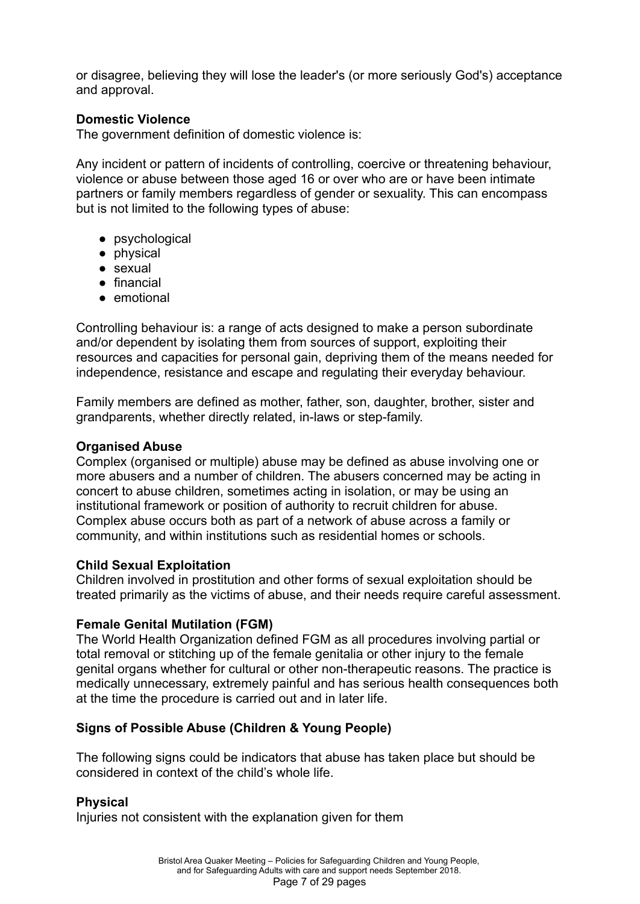or disagree, believing they will lose the leader's (or more seriously God's) acceptance and approval.

**Domestic Violence**
The government definition of domestic violence is:

Any incident or pattern of incidents of controlling, coercive or threatening behaviour, violence or abuse between those aged 16 or over who are or have been intimate partners or family members regardless of gender or sexuality. This can encompass but is not limited to the following types of abuse:

- psychological
- physical
- sexual
- financial
- emotional

Controlling behaviour is: a range of acts designed to make a person subordinate and/or dependent by isolating them from sources of support, exploiting their resources and capacities for personal gain, depriving them of the means needed for independence, resistance and escape and regulating their everyday behaviour.

Family members are defined as mother, father, son, daughter, brother, sister and grandparents, whether directly related, in-laws or step-family.

**Organised Abuse**
Complex (organised or multiple) abuse may be defined as abuse involving one or more abusers and a number of children. The abusers concerned may be acting in concert to abuse children, sometimes acting in isolation, or may be using an institutional framework or position of authority to recruit children for abuse. Complex abuse occurs both as part of a network of abuse across a family or community, and within institutions such as residential homes or schools.

**Child Sexual Exploitation**
Children involved in prostitution and other forms of sexual exploitation should be treated primarily as the victims of abuse, and their needs require careful assessment.

**Female Genital Mutilation (FGM)**
The World Health Organization defined FGM as all procedures involving partial or total removal or stitching up of the female genitalia or other injury to the female genital organs whether for cultural or other non-therapeutic reasons. The practice is medically unnecessary, extremely painful and has serious health consequences both at the time the procedure is carried out and in later life.

**Signs of Possible Abuse (Children & Young People)**

The following signs could be indicators that abuse has taken place but should be considered in context of the child's whole life.

**Physical**
Injuries not consistent with the explanation given for them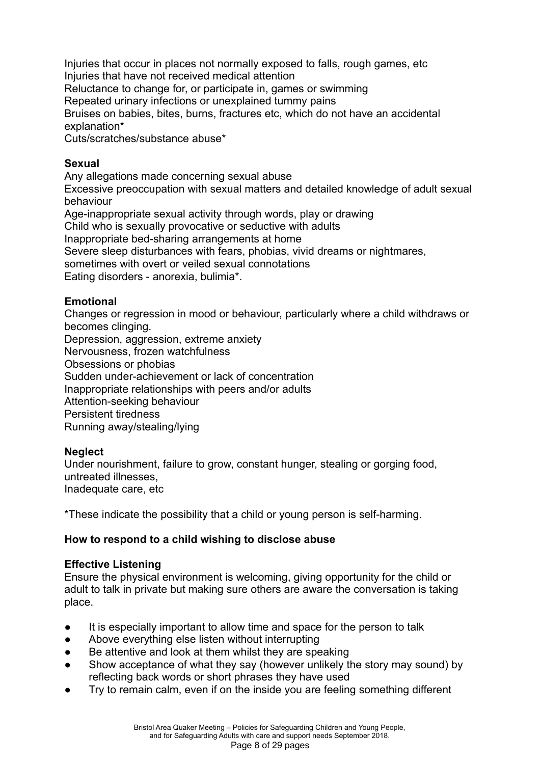Injuries that occur in places not normally exposed to falls, rough games, etc
Injuries that have not received medical attention
Reluctance to change for, or participate in, games or swimming
Repeated urinary infections or unexplained tummy pains
Bruises on babies, bites, burns, fractures etc, which do not have an accidental explanation*
Cuts/scratches/substance abuse*

**Sexual**
Any allegations made concerning sexual abuse
Excessive preoccupation with sexual matters and detailed knowledge of adult sexual behaviour
Age-inappropriate sexual activity through words, play or drawing
Child who is sexually provocative or seductive with adults
Inappropriate bed-sharing arrangements at home
Severe sleep disturbances with fears, phobias, vivid dreams or nightmares, sometimes with overt or veiled sexual connotations
Eating disorders - anorexia, bulimia*.

**Emotional**
Changes or regression in mood or behaviour, particularly where a child withdraws or becomes clinging.
Depression, aggression, extreme anxiety
Nervousness, frozen watchfulness
Obsessions or phobias
Sudden under-achievement or lack of concentration
Inappropriate relationships with peers and/or adults
Attention-seeking behaviour
Persistent tiredness
Running away/stealing/lying

**Neglect**
Under nourishment, failure to grow, constant hunger, stealing or gorging food, untreated illnesses,
Inadequate care, etc

*These indicate the possibility that a child or young person is self-harming.

**How to respond to a child wishing to disclose abuse**

**Effective Listening**
Ensure the physical environment is welcoming, giving opportunity for the child or adult to talk in private but making sure others are aware the conversation is taking place.

- It is especially important to allow time and space for the person to talk
- Above everything else listen without interrupting
- Be attentive and look at them whilst they are speaking
- Show acceptance of what they say (however unlikely the story may sound) by reflecting back words or short phrases they have used
- Try to remain calm, even if on the inside you are feeling something different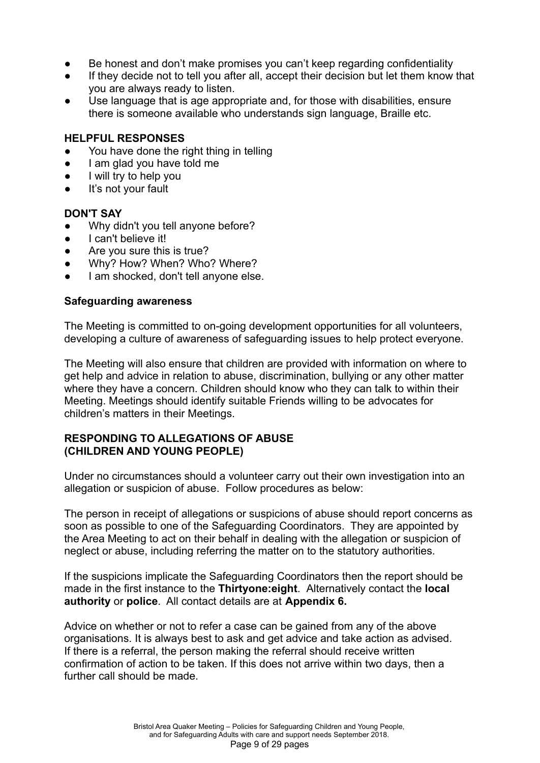- Be honest and don't make promises you can't keep regarding confidentiality
- If they decide not to tell you after all, accept their decision but let them know that you are always ready to listen.
- Use language that is age appropriate and, for those with disabilities, ensure there is someone available who understands sign language, Braille etc.

**HELPFUL RESPONSES**

- You have done the right thing in telling
- I am glad you have told me
- I will try to help you
- It's not your fault

**DON'T SAY**

- Why didn't you tell anyone before?
- I can't believe it!
- Are you sure this is true?
- Why? How? When? Who? Where?
- I am shocked, don't tell anyone else.

**Safeguarding awareness**

The Meeting is committed to on-going development opportunities for all volunteers, developing a culture of awareness of safeguarding issues to help protect everyone.

The Meeting will also ensure that children are provided with information on where to get help and advice in relation to abuse, discrimination, bullying or any other matter where they have a concern. Children should know who they can talk to within their Meeting. Meetings should identify suitable Friends willing to be advocates for children's matters in their Meetings.

**RESPONDING TO ALLEGATIONS OF ABUSE (CHILDREN AND YOUNG PEOPLE)**

Under no circumstances should a volunteer carry out their own investigation into an allegation or suspicion of abuse. Follow procedures as below:

The person in receipt of allegations or suspicions of abuse should report concerns as soon as possible to one of the Safeguarding Coordinators. They are appointed by the Area Meeting to act on their behalf in dealing with the allegation or suspicion of neglect or abuse, including referring the matter on to the statutory authorities.

If the suspicions implicate the Safeguarding Coordinators then the report should be made in the first instance to the **Thirtyone:eight**. Alternatively contact the **local authority** or **police**. All contact details are at **Appendix 6.**

Advice on whether or not to refer a case can be gained from any of the above organisations. It is always best to ask and get advice and take action as advised. If there is a referral, the person making the referral should receive written confirmation of action to be taken. If this does not arrive within two days, then a further call should be made.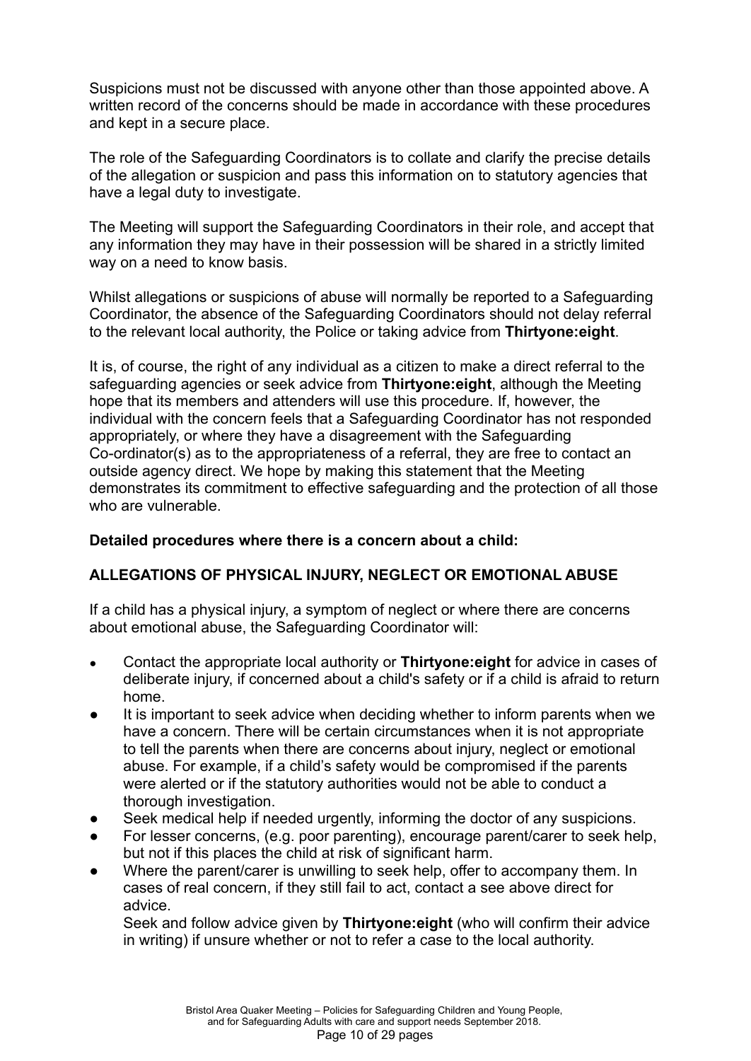Suspicions must not be discussed with anyone other than those appointed above. A written record of the concerns should be made in accordance with these procedures and kept in a secure place.

The role of the Safeguarding Coordinators is to collate and clarify the precise details of the allegation or suspicion and pass this information on to statutory agencies that have a legal duty to investigate.

The Meeting will support the Safeguarding Coordinators in their role, and accept that any information they may have in their possession will be shared in a strictly limited way on a need to know basis.

Whilst allegations or suspicions of abuse will normally be reported to a Safeguarding Coordinator, the absence of the Safeguarding Coordinators should not delay referral to the relevant local authority, the Police or taking advice from **Thirtyone:eight**.

It is, of course, the right of any individual as a citizen to make a direct referral to the safeguarding agencies or seek advice from **Thirtyone:eight**, although the Meeting hope that its members and attenders will use this procedure. If, however, the individual with the concern feels that a Safeguarding Coordinator has not responded appropriately, or where they have a disagreement with the Safeguarding Co-ordinator(s) as to the appropriateness of a referral, they are free to contact an outside agency direct. We hope by making this statement that the Meeting demonstrates its commitment to effective safeguarding and the protection of all those who are vulnerable.

**Detailed procedures where there is a concern about a child:**

**ALLEGATIONS OF PHYSICAL INJURY, NEGLECT OR EMOTIONAL ABUSE**

If a child has a physical injury, a symptom of neglect or where there are concerns about emotional abuse, the Safeguarding Coordinator will:

- Contact the appropriate local authority or **Thirtyone:eight** for advice in cases of deliberate injury, if concerned about a child's safety or if a child is afraid to return home.
- It is important to seek advice when deciding whether to inform parents when we have a concern. There will be certain circumstances when it is not appropriate to tell the parents when there are concerns about injury, neglect or emotional abuse. For example, if a child's safety would be compromised if the parents were alerted or if the statutory authorities would not be able to conduct a thorough investigation.
- Seek medical help if needed urgently, informing the doctor of any suspicions.
- For lesser concerns, (e.g. poor parenting), encourage parent/carer to seek help, but not if this places the child at risk of significant harm.
- Where the parent/carer is unwilling to seek help, offer to accompany them. In cases of real concern, if they still fail to act, contact a see above direct for advice.

  Seek and follow advice given by **Thirtyone:eight** (who will confirm their advice in writing) if unsure whether or not to refer a case to the local authority.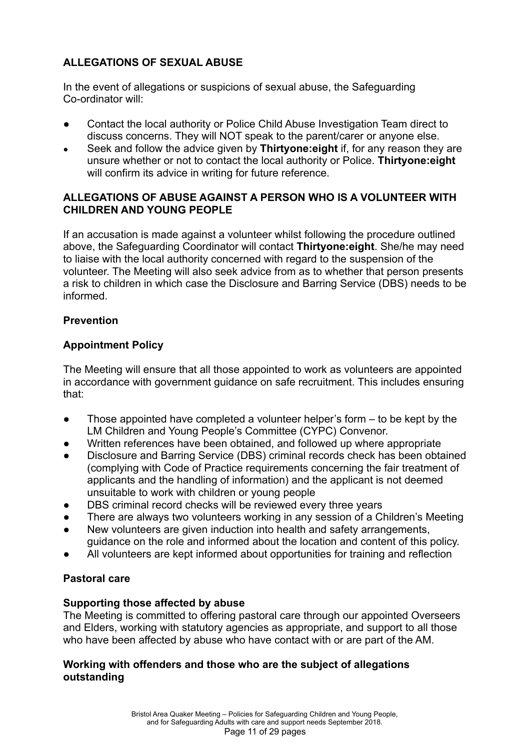**ALLEGATIONS OF SEXUAL ABUSE**

In the event of allegations or suspicions of sexual abuse, the Safeguarding Co-ordinator will:

- Contact the local authority or Police Child Abuse Investigation Team direct to discuss concerns. They will NOT speak to the parent/carer or anyone else.
- Seek and follow the advice given by **Thirtyone:eight** if, for any reason they are unsure whether or not to contact the local authority or Police. **Thirtyone:eight** will confirm its advice in writing for future reference.

**ALLEGATIONS OF ABUSE AGAINST A PERSON WHO IS A VOLUNTEER WITH CHILDREN AND YOUNG PEOPLE**

If an accusation is made against a volunteer whilst following the procedure outlined above, the Safeguarding Coordinator will contact **Thirtyone:eight**. She/he may need to liaise with the local authority concerned with regard to the suspension of the volunteer. The Meeting will also seek advice from as to whether that person presents a risk to children in which case the Disclosure and Barring Service (DBS) needs to be informed.

**Prevention**

**Appointment Policy**

The Meeting will ensure that all those appointed to work as volunteers are appointed in accordance with government guidance on safe recruitment. This includes ensuring that:

- Those appointed have completed a volunteer helper's form – to be kept by the LM Children and Young People's Committee (CYPC) Convenor.
- Written references have been obtained, and followed up where appropriate
- Disclosure and Barring Service (DBS) criminal records check has been obtained (complying with Code of Practice requirements concerning the fair treatment of applicants and the handling of information) and the applicant is not deemed unsuitable to work with children or young people
- DBS criminal record checks will be reviewed every three years
- There are always two volunteers working in any session of a Children's Meeting
- New volunteers are given induction into health and safety arrangements, guidance on the role and informed about the location and content of this policy.
- All volunteers are kept informed about opportunities for training and reflection

**Pastoral care**

**Supporting those affected by abuse**

The Meeting is committed to offering pastoral care through our appointed Overseers and Elders, working with statutory agencies as appropriate, and support to all those who have been affected by abuse who have contact with or are part of the AM.

**Working with offenders and those who are the subject of allegations outstanding**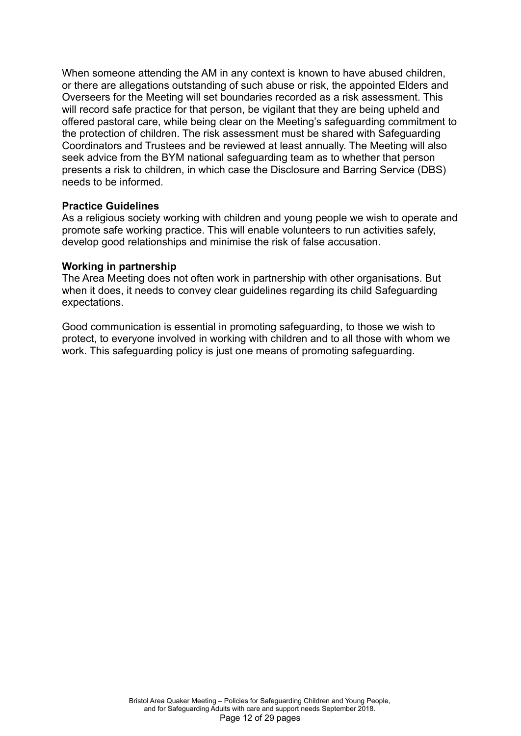When someone attending the AM in any context is known to have abused children, or there are allegations outstanding of such abuse or risk, the appointed Elders and Overseers for the Meeting will set boundaries recorded as a risk assessment. This will record safe practice for that person, be vigilant that they are being upheld and offered pastoral care, while being clear on the Meeting's safeguarding commitment to the protection of children. The risk assessment must be shared with Safeguarding Coordinators and Trustees and be reviewed at least annually. The Meeting will also seek advice from the BYM national safeguarding team as to whether that person presents a risk to children, in which case the Disclosure and Barring Service (DBS) needs to be informed.

**Practice Guidelines**
As a religious society working with children and young people we wish to operate and promote safe working practice. This will enable volunteers to run activities safely, develop good relationships and minimise the risk of false accusation.

**Working in partnership**
The Area Meeting does not often work in partnership with other organisations. But when it does, it needs to convey clear guidelines regarding its child Safeguarding expectations.

Good communication is essential in promoting safeguarding, to those we wish to protect, to everyone involved in working with children and to all those with whom we work. This safeguarding policy is just one means of promoting safeguarding.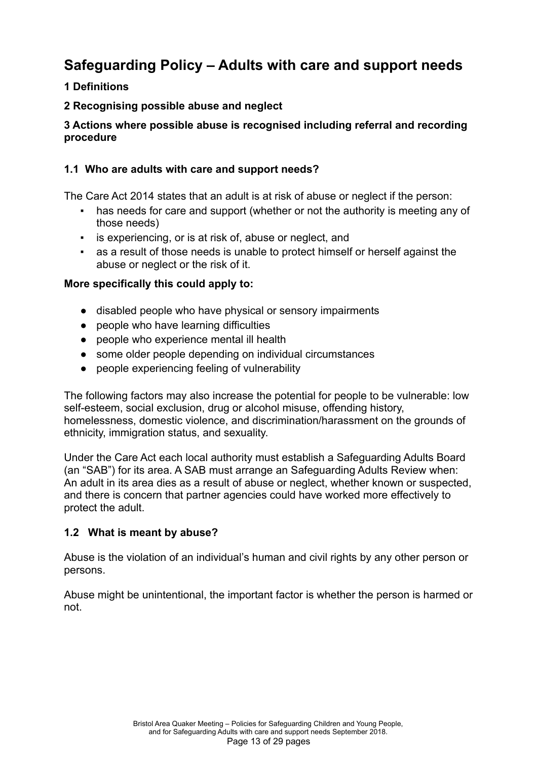# Safeguarding Policy – Adults with care and support needs

**1 Definitions**

**2 Recognising possible abuse and neglect**

**3 Actions where possible abuse is recognised including referral and recording procedure**

### 1.1 Who are adults with care and support needs?

The Care Act 2014 states that an adult is at risk of abuse or neglect if the person:

- has needs for care and support (whether or not the authority is meeting any of those needs)
- is experiencing, or is at risk of, abuse or neglect, and
- as a result of those needs is unable to protect himself or herself against the abuse or neglect or the risk of it.

**More specifically this could apply to:**

- disabled people who have physical or sensory impairments
- people who have learning difficulties
- people who experience mental ill health
- some older people depending on individual circumstances
- people experiencing feeling of vulnerability

The following factors may also increase the potential for people to be vulnerable: low self-esteem, social exclusion, drug or alcohol misuse, offending history, homelessness, domestic violence, and discrimination/harassment on the grounds of ethnicity, immigration status, and sexuality.

Under the Care Act each local authority must establish a Safeguarding Adults Board (an "SAB") for its area. A SAB must arrange an Safeguarding Adults Review when: An adult in its area dies as a result of abuse or neglect, whether known or suspected, and there is concern that partner agencies could have worked more effectively to protect the adult.

### 1.2 What is meant by abuse?

Abuse is the violation of an individual's human and civil rights by any other person or persons.

Abuse might be unintentional, the important factor is whether the person is harmed or not.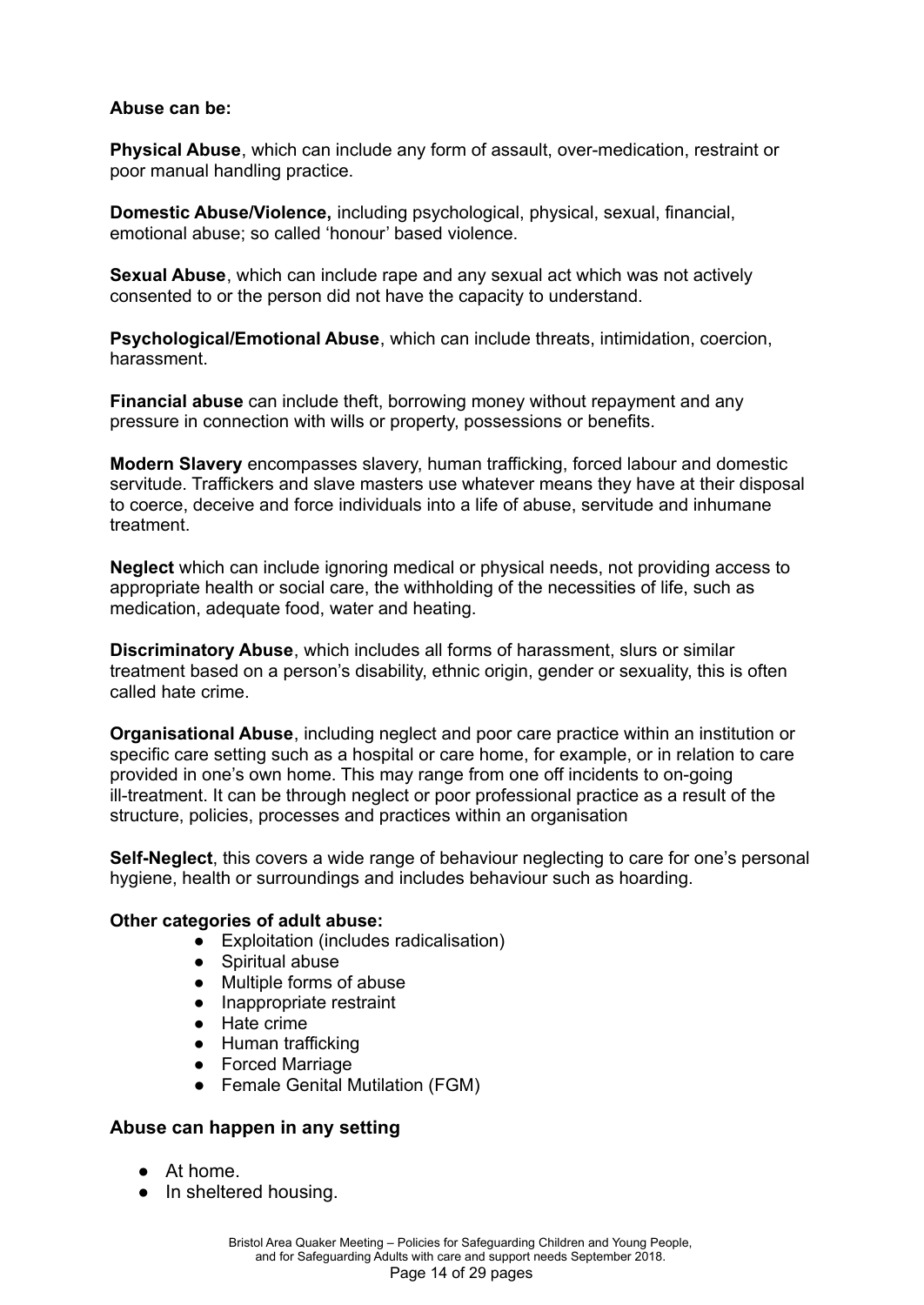**Abuse can be:**

**Physical Abuse**, which can include any form of assault, over-medication, restraint or poor manual handling practice.

**Domestic Abuse/Violence,** including psychological, physical, sexual, financial, emotional abuse; so called 'honour' based violence.

**Sexual Abuse**, which can include rape and any sexual act which was not actively consented to or the person did not have the capacity to understand.

**Psychological/Emotional Abuse**, which can include threats, intimidation, coercion, harassment.

**Financial abuse** can include theft, borrowing money without repayment and any pressure in connection with wills or property, possessions or benefits.

**Modern Slavery** encompasses slavery, human trafficking, forced labour and domestic servitude. Traffickers and slave masters use whatever means they have at their disposal to coerce, deceive and force individuals into a life of abuse, servitude and inhumane treatment.

**Neglect** which can include ignoring medical or physical needs, not providing access to appropriate health or social care, the withholding of the necessities of life, such as medication, adequate food, water and heating.

**Discriminatory Abuse**, which includes all forms of harassment, slurs or similar treatment based on a person's disability, ethnic origin, gender or sexuality, this is often called hate crime.

**Organisational Abuse**, including neglect and poor care practice within an institution or specific care setting such as a hospital or care home, for example, or in relation to care provided in one's own home. This may range from one off incidents to on-going ill-treatment. It can be through neglect or poor professional practice as a result of the structure, policies, processes and practices within an organisation

**Self-Neglect**, this covers a wide range of behaviour neglecting to care for one's personal hygiene, health or surroundings and includes behaviour such as hoarding.

**Other categories of adult abuse:**

- Exploitation (includes radicalisation)
- Spiritual abuse
- Multiple forms of abuse
- Inappropriate restraint
- Hate crime
- Human trafficking
- Forced Marriage
- Female Genital Mutilation (FGM)

**Abuse can happen in any setting**

- At home.
- In sheltered housing.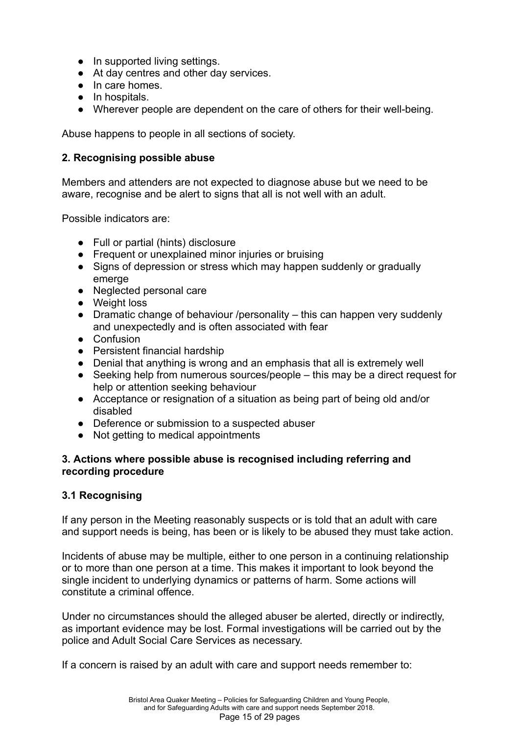- In supported living settings.
- At day centres and other day services.
- In care homes.
- In hospitals.
- Wherever people are dependent on the care of others for their well-being.

Abuse happens to people in all sections of society.

**2. Recognising possible abuse**

Members and attenders are not expected to diagnose abuse but we need to be aware, recognise and be alert to signs that all is not well with an adult.

Possible indicators are:

- Full or partial (hints) disclosure
- Frequent or unexplained minor injuries or bruising
- Signs of depression or stress which may happen suddenly or gradually emerge
- Neglected personal care
- Weight loss
- Dramatic change of behaviour /personality – this can happen very suddenly and unexpectedly and is often associated with fear
- Confusion
- Persistent financial hardship
- Denial that anything is wrong and an emphasis that all is extremely well
- Seeking help from numerous sources/people – this may be a direct request for help or attention seeking behaviour
- Acceptance or resignation of a situation as being part of being old and/or disabled
- Deference or submission to a suspected abuser
- Not getting to medical appointments

**3. Actions where possible abuse is recognised including referring and recording procedure**

**3.1 Recognising**

If any person in the Meeting reasonably suspects or is told that an adult with care and support needs is being, has been or is likely to be abused they must take action.

Incidents of abuse may be multiple, either to one person in a continuing relationship or to more than one person at a time. This makes it important to look beyond the single incident to underlying dynamics or patterns of harm. Some actions will constitute a criminal offence.

Under no circumstances should the alleged abuser be alerted, directly or indirectly, as important evidence may be lost. Formal investigations will be carried out by the police and Adult Social Care Services as necessary.

If a concern is raised by an adult with care and support needs remember to: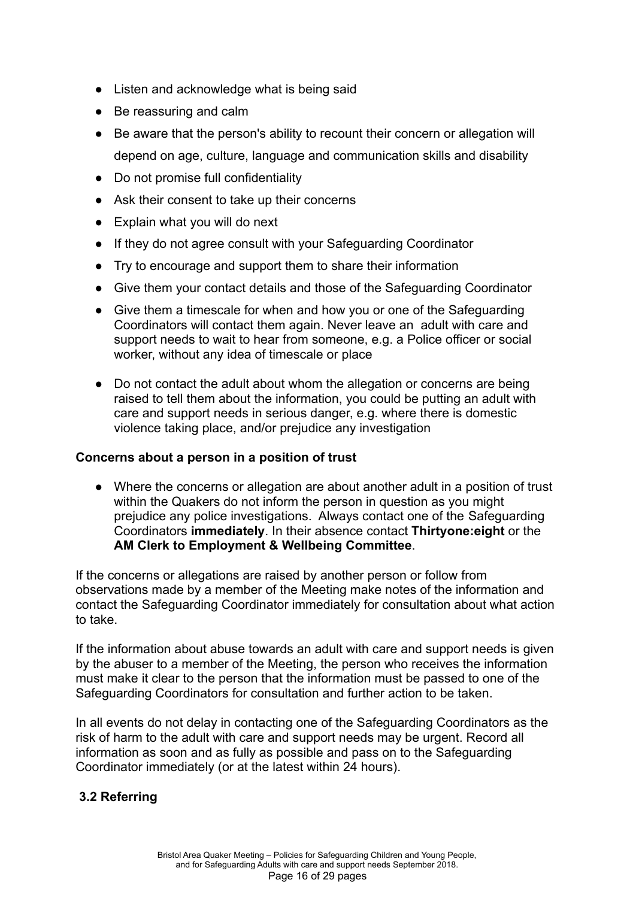- Listen and acknowledge what is being said
- Be reassuring and calm
- Be aware that the person's ability to recount their concern or allegation will depend on age, culture, language and communication skills and disability
- Do not promise full confidentiality
- Ask their consent to take up their concerns
- Explain what you will do next
- If they do not agree consult with your Safeguarding Coordinator
- Try to encourage and support them to share their information
- Give them your contact details and those of the Safeguarding Coordinator
- Give them a timescale for when and how you or one of the Safeguarding Coordinators will contact them again. Never leave an adult with care and support needs to wait to hear from someone, e.g. a Police officer or social worker, without any idea of timescale or place
- Do not contact the adult about whom the allegation or concerns are being raised to tell them about the information, you could be putting an adult with care and support needs in serious danger, e.g. where there is domestic violence taking place, and/or prejudice any investigation

**Concerns about a person in a position of trust**

- Where the concerns or allegation are about another adult in a position of trust within the Quakers do not inform the person in question as you might prejudice any police investigations. Always contact one of the Safeguarding Coordinators **immediately**. In their absence contact **Thirtyone:eight** or the **AM Clerk to Employment & Wellbeing Committee**.

If the concerns or allegations are raised by another person or follow from observations made by a member of the Meeting make notes of the information and contact the Safeguarding Coordinator immediately for consultation about what action to take.

If the information about abuse towards an adult with care and support needs is given by the abuser to a member of the Meeting, the person who receives the information must make it clear to the person that the information must be passed to one of the Safeguarding Coordinators for consultation and further action to be taken.

In all events do not delay in contacting one of the Safeguarding Coordinators as the risk of harm to the adult with care and support needs may be urgent. Record all information as soon and as fully as possible and pass on to the Safeguarding Coordinator immediately (or at the latest within 24 hours).

### 3.2 Referring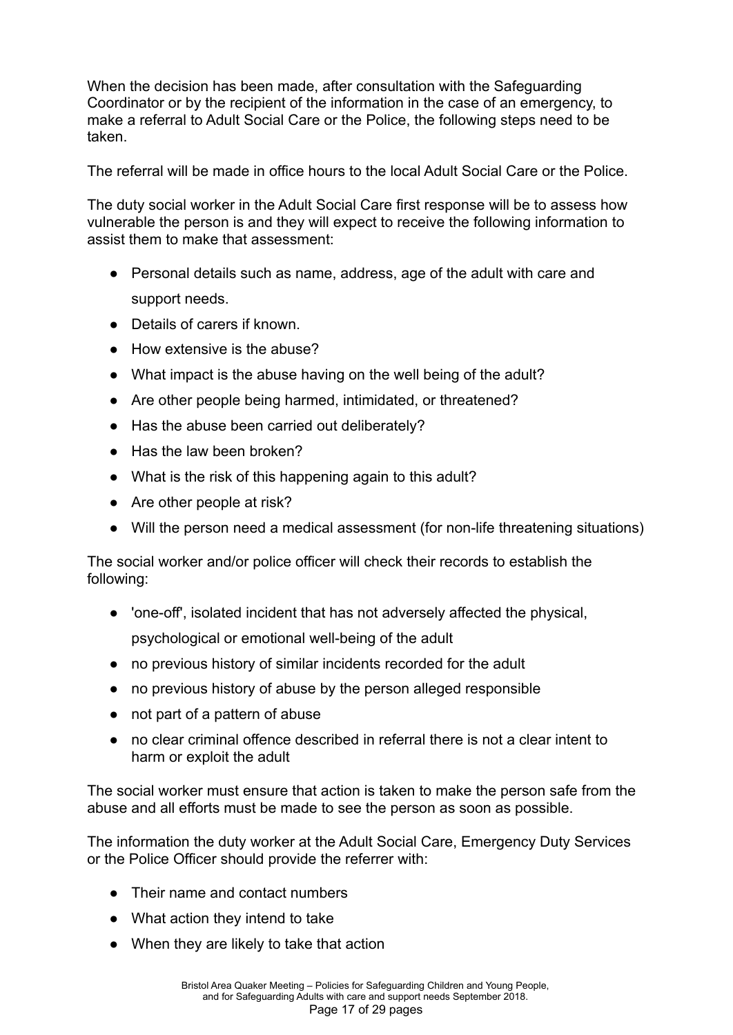When the decision has been made, after consultation with the Safeguarding Coordinator or by the recipient of the information in the case of an emergency, to make a referral to Adult Social Care or the Police, the following steps need to be taken.

The referral will be made in office hours to the local Adult Social Care or the Police.

The duty social worker in the Adult Social Care first response will be to assess how vulnerable the person is and they will expect to receive the following information to assist them to make that assessment:

- Personal details such as name, address, age of the adult with care and support needs.
- Details of carers if known.
- How extensive is the abuse?
- What impact is the abuse having on the well being of the adult?
- Are other people being harmed, intimidated, or threatened?
- Has the abuse been carried out deliberately?
- Has the law been broken?
- What is the risk of this happening again to this adult?
- Are other people at risk?
- Will the person need a medical assessment (for non-life threatening situations)

The social worker and/or police officer will check their records to establish the following:

- 'one-off', isolated incident that has not adversely affected the physical, psychological or emotional well-being of the adult
- no previous history of similar incidents recorded for the adult
- no previous history of abuse by the person alleged responsible
- not part of a pattern of abuse
- no clear criminal offence described in referral there is not a clear intent to harm or exploit the adult

The social worker must ensure that action is taken to make the person safe from the abuse and all efforts must be made to see the person as soon as possible.

The information the duty worker at the Adult Social Care, Emergency Duty Services or the Police Officer should provide the referrer with:

- Their name and contact numbers
- What action they intend to take
- When they are likely to take that action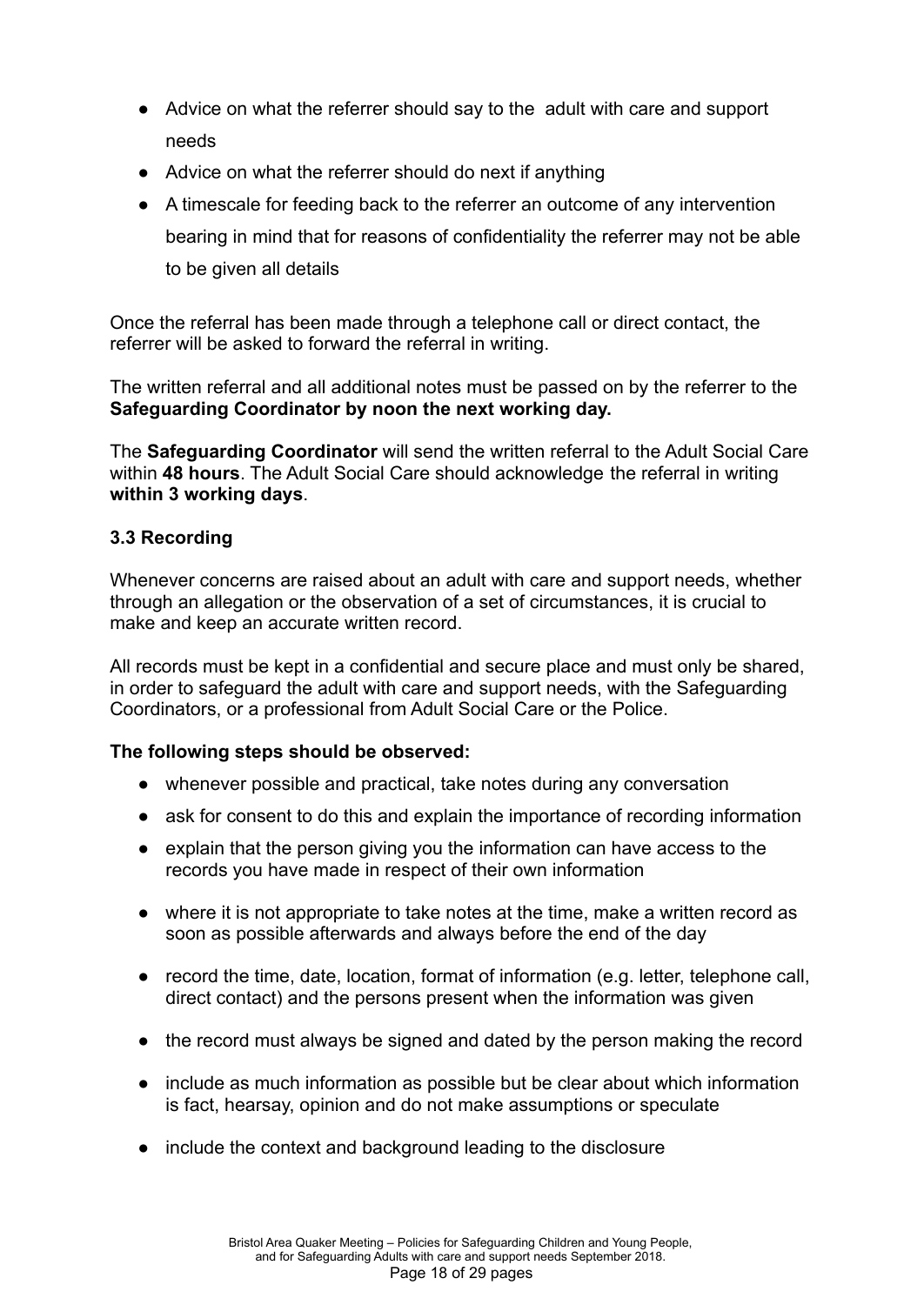- Advice on what the referrer should say to the adult with care and support needs
- Advice on what the referrer should do next if anything
- A timescale for feeding back to the referrer an outcome of any intervention bearing in mind that for reasons of confidentiality the referrer may not be able to be given all details

Once the referral has been made through a telephone call or direct contact, the referrer will be asked to forward the referral in writing.

The written referral and all additional notes must be passed on by the referrer to the **Safeguarding Coordinator by noon the next working day.**

The **Safeguarding Coordinator** will send the written referral to the Adult Social Care within **48 hours**. The Adult Social Care should acknowledge the referral in writing **within 3 working days**.

### 3.3 Recording

Whenever concerns are raised about an adult with care and support needs, whether through an allegation or the observation of a set of circumstances, it is crucial to make and keep an accurate written record.

All records must be kept in a confidential and secure place and must only be shared, in order to safeguard the adult with care and support needs, with the Safeguarding Coordinators, or a professional from Adult Social Care or the Police.

**The following steps should be observed:**

- whenever possible and practical, take notes during any conversation
- ask for consent to do this and explain the importance of recording information
- explain that the person giving you the information can have access to the records you have made in respect of their own information
- where it is not appropriate to take notes at the time, make a written record as soon as possible afterwards and always before the end of the day
- record the time, date, location, format of information (e.g. letter, telephone call, direct contact) and the persons present when the information was given
- the record must always be signed and dated by the person making the record
- include as much information as possible but be clear about which information is fact, hearsay, opinion and do not make assumptions or speculate
- include the context and background leading to the disclosure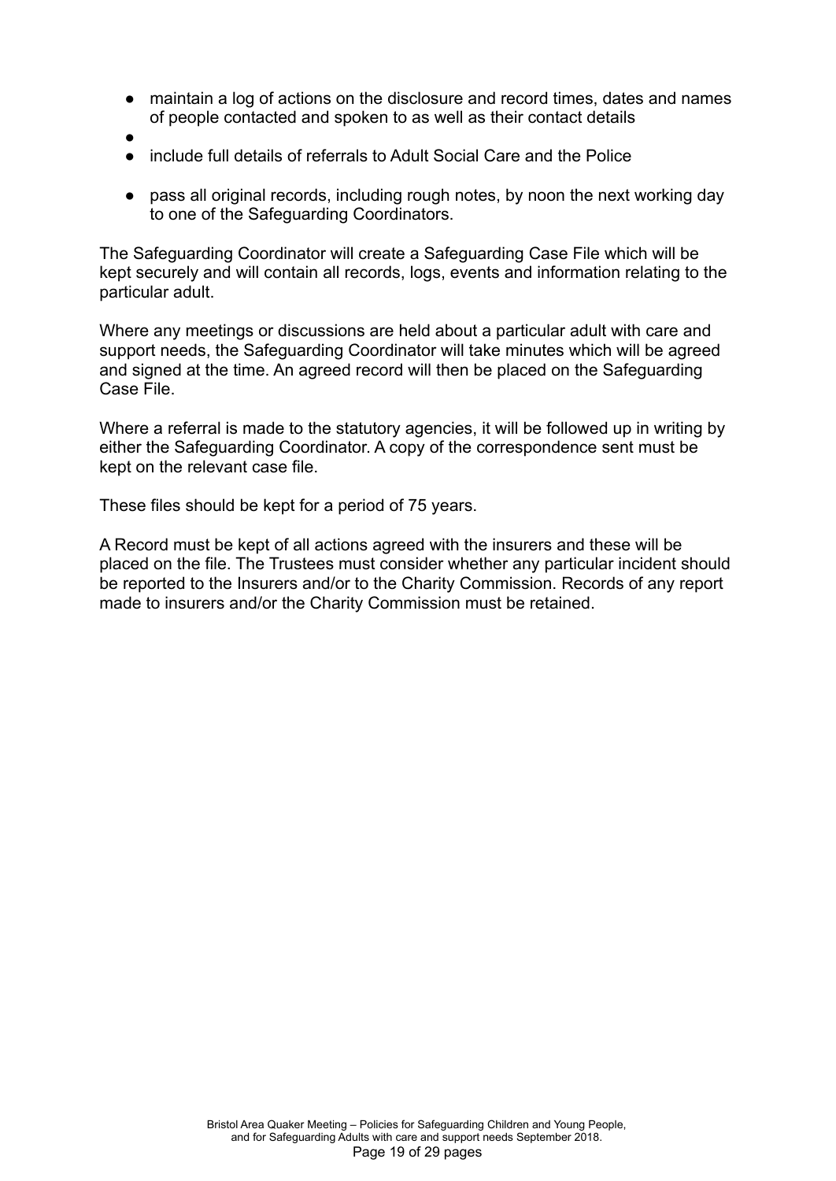- maintain a log of actions on the disclosure and record times, dates and names of people contacted and spoken to as well as their contact details
- 
- include full details of referrals to Adult Social Care and the Police
- pass all original records, including rough notes, by noon the next working day to one of the Safeguarding Coordinators.

The Safeguarding Coordinator will create a Safeguarding Case File which will be kept securely and will contain all records, logs, events and information relating to the particular adult.

Where any meetings or discussions are held about a particular adult with care and support needs, the Safeguarding Coordinator will take minutes which will be agreed and signed at the time. An agreed record will then be placed on the Safeguarding Case File.

Where a referral is made to the statutory agencies, it will be followed up in writing by either the Safeguarding Coordinator. A copy of the correspondence sent must be kept on the relevant case file.

These files should be kept for a period of 75 years.

A Record must be kept of all actions agreed with the insurers and these will be placed on the file. The Trustees must consider whether any particular incident should be reported to the Insurers and/or to the Charity Commission. Records of any report made to insurers and/or the Charity Commission must be retained.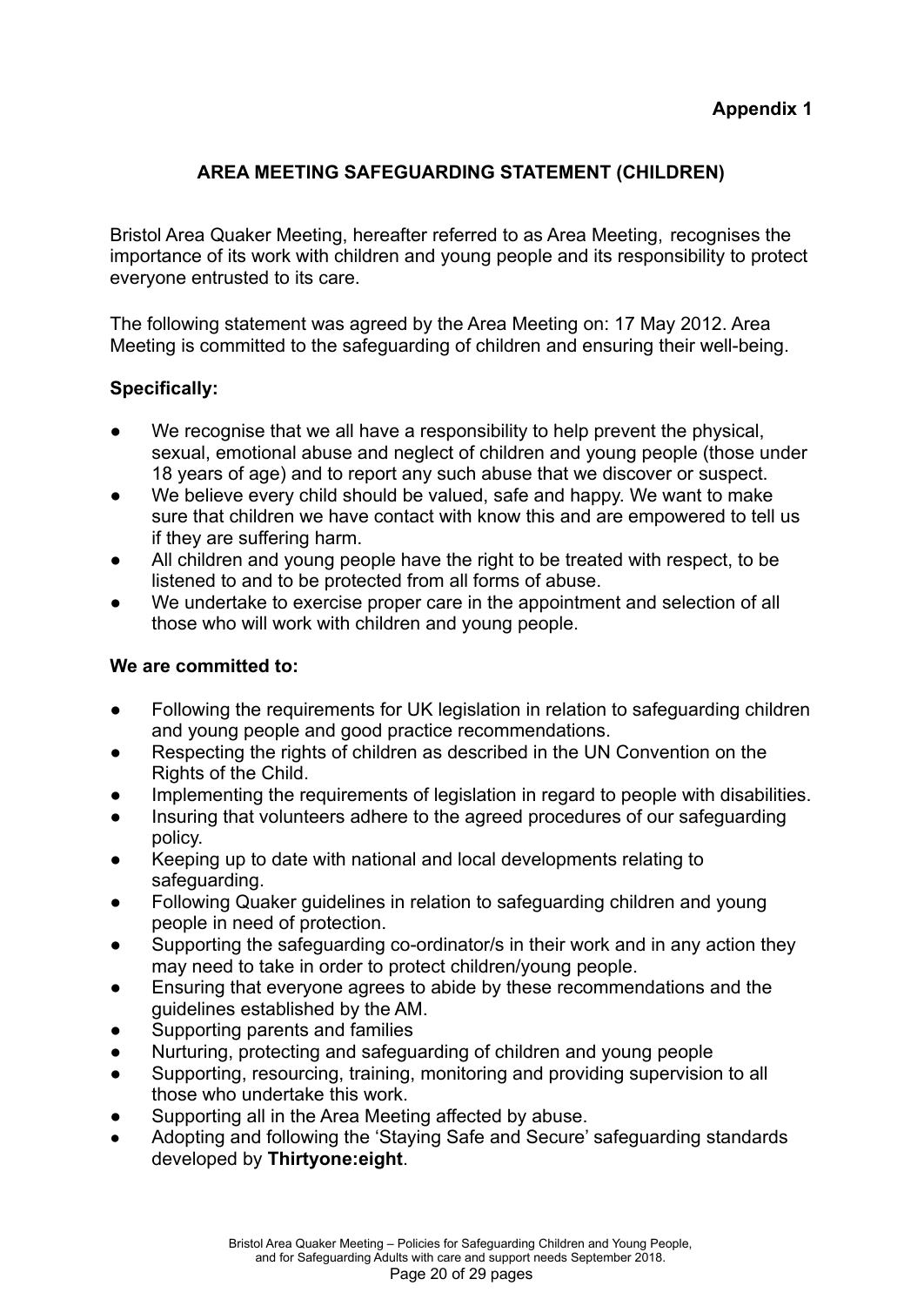**Appendix 1**

## AREA MEETING SAFEGUARDING STATEMENT (CHILDREN)

Bristol Area Quaker Meeting, hereafter referred to as Area Meeting, recognises the importance of its work with children and young people and its responsibility to protect everyone entrusted to its care.

The following statement was agreed by the Area Meeting on: 17 May 2012. Area Meeting is committed to the safeguarding of children and ensuring their well-being.

**Specifically:**

- We recognise that we all have a responsibility to help prevent the physical, sexual, emotional abuse and neglect of children and young people (those under 18 years of age) and to report any such abuse that we discover or suspect.
- We believe every child should be valued, safe and happy. We want to make sure that children we have contact with know this and are empowered to tell us if they are suffering harm.
- All children and young people have the right to be treated with respect, to be listened to and to be protected from all forms of abuse.
- We undertake to exercise proper care in the appointment and selection of all those who will work with children and young people.

**We are committed to:**

- Following the requirements for UK legislation in relation to safeguarding children and young people and good practice recommendations.
- Respecting the rights of children as described in the UN Convention on the Rights of the Child.
- Implementing the requirements of legislation in regard to people with disabilities.
- Insuring that volunteers adhere to the agreed procedures of our safeguarding policy.
- Keeping up to date with national and local developments relating to safeguarding.
- Following Quaker guidelines in relation to safeguarding children and young people in need of protection.
- Supporting the safeguarding co-ordinator/s in their work and in any action they may need to take in order to protect children/young people.
- Ensuring that everyone agrees to abide by these recommendations and the guidelines established by the AM.
- Supporting parents and families
- Nurturing, protecting and safeguarding of children and young people
- Supporting, resourcing, training, monitoring and providing supervision to all those who undertake this work.
- Supporting all in the Area Meeting affected by abuse.
- Adopting and following the 'Staying Safe and Secure' safeguarding standards developed by **Thirtyone:eight**.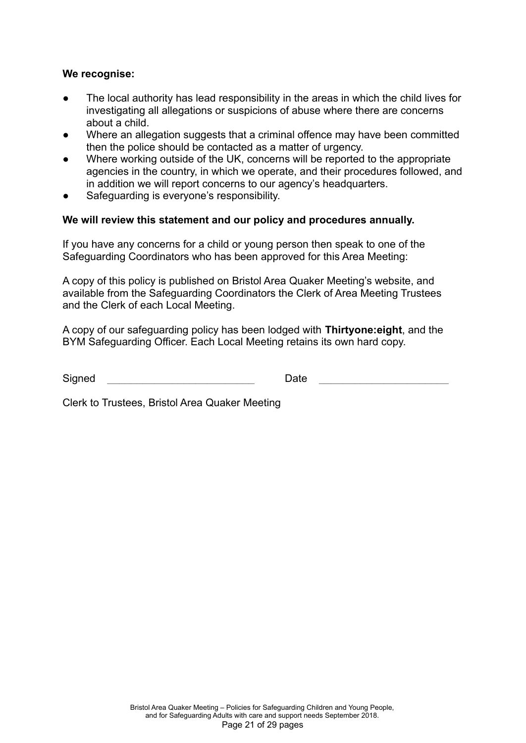**We recognise:**

- The local authority has lead responsibility in the areas in which the child lives for investigating all allegations or suspicions of abuse where there are concerns about a child.
- Where an allegation suggests that a criminal offence may have been committed then the police should be contacted as a matter of urgency.
- Where working outside of the UK, concerns will be reported to the appropriate agencies in the country, in which we operate, and their procedures followed, and in addition we will report concerns to our agency's headquarters.
- Safeguarding is everyone's responsibility.

**We will review this statement and our policy and procedures annually.**

If you have any concerns for a child or young person then speak to one of the Safeguarding Coordinators who has been approved for this Area Meeting:

A copy of this policy is published on Bristol Area Quaker Meeting's website, and available from the Safeguarding Coordinators the Clerk of Area Meeting Trustees and the Clerk of each Local Meeting.

A copy of our safeguarding policy has been lodged with **Thirtyone:eight**, and the BYM Safeguarding Officer. Each Local Meeting retains its own hard copy.

Signed _________________________ Date _______________________

Clerk to Trustees, Bristol Area Quaker Meeting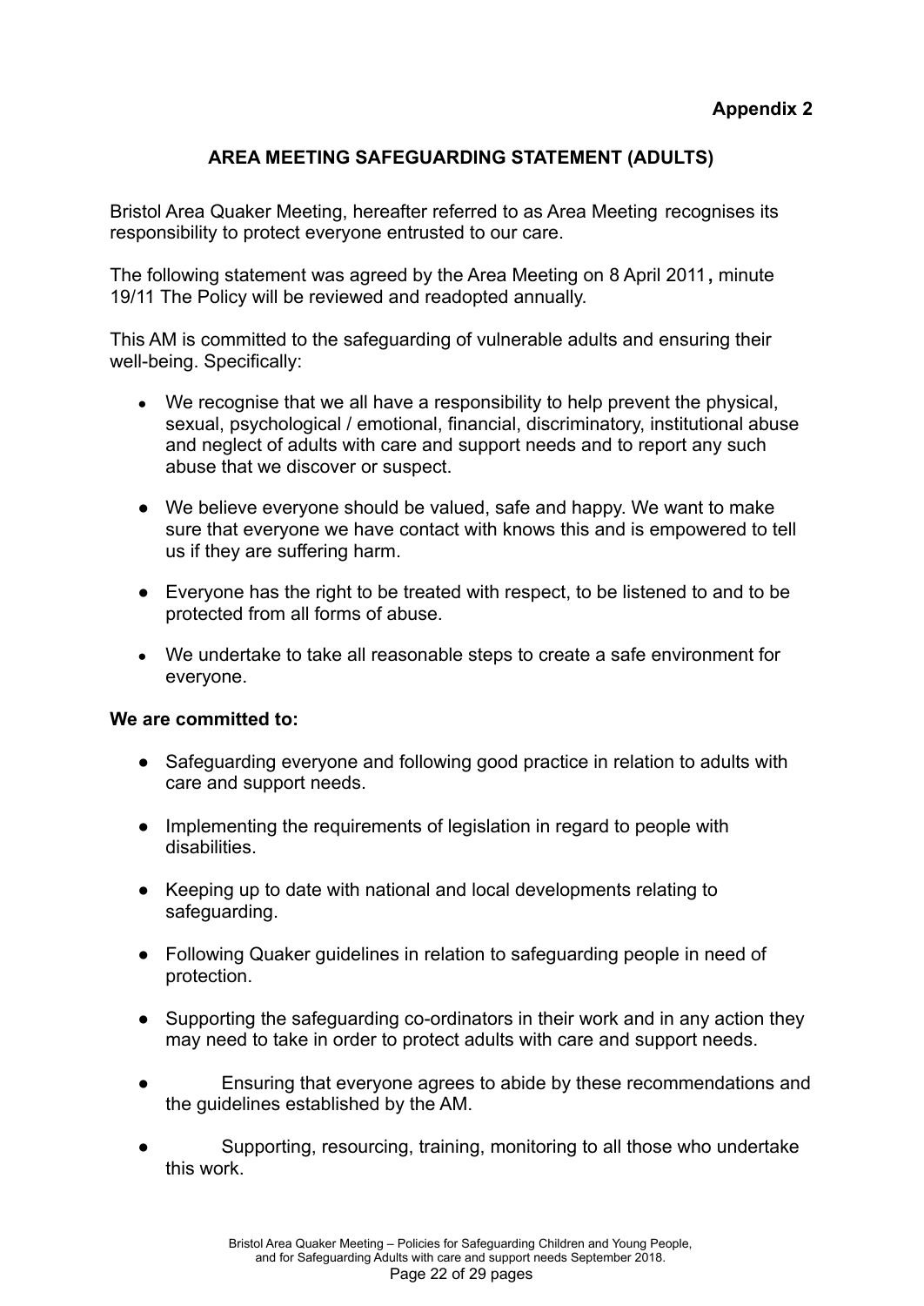**Appendix 2**

## AREA MEETING SAFEGUARDING STATEMENT (ADULTS)

Bristol Area Quaker Meeting, hereafter referred to as Area Meeting recognises its responsibility to protect everyone entrusted to our care.

The following statement was agreed by the Area Meeting on 8 April 2011**,** minute 19/11 The Policy will be reviewed and readopted annually.

This AM is committed to the safeguarding of vulnerable adults and ensuring their well-being. Specifically:

- We recognise that we all have a responsibility to help prevent the physical, sexual, psychological / emotional, financial, discriminatory, institutional abuse and neglect of adults with care and support needs and to report any such abuse that we discover or suspect.
- We believe everyone should be valued, safe and happy. We want to make sure that everyone we have contact with knows this and is empowered to tell us if they are suffering harm.
- Everyone has the right to be treated with respect, to be listened to and to be protected from all forms of abuse.
- We undertake to take all reasonable steps to create a safe environment for everyone.

**We are committed to:**

- Safeguarding everyone and following good practice in relation to adults with care and support needs.
- Implementing the requirements of legislation in regard to people with disabilities.
- Keeping up to date with national and local developments relating to safeguarding.
- Following Quaker guidelines in relation to safeguarding people in need of protection.
- Supporting the safeguarding co-ordinators in their work and in any action they may need to take in order to protect adults with care and support needs.
- Ensuring that everyone agrees to abide by these recommendations and the guidelines established by the AM.
- Supporting, resourcing, training, monitoring to all those who undertake this work.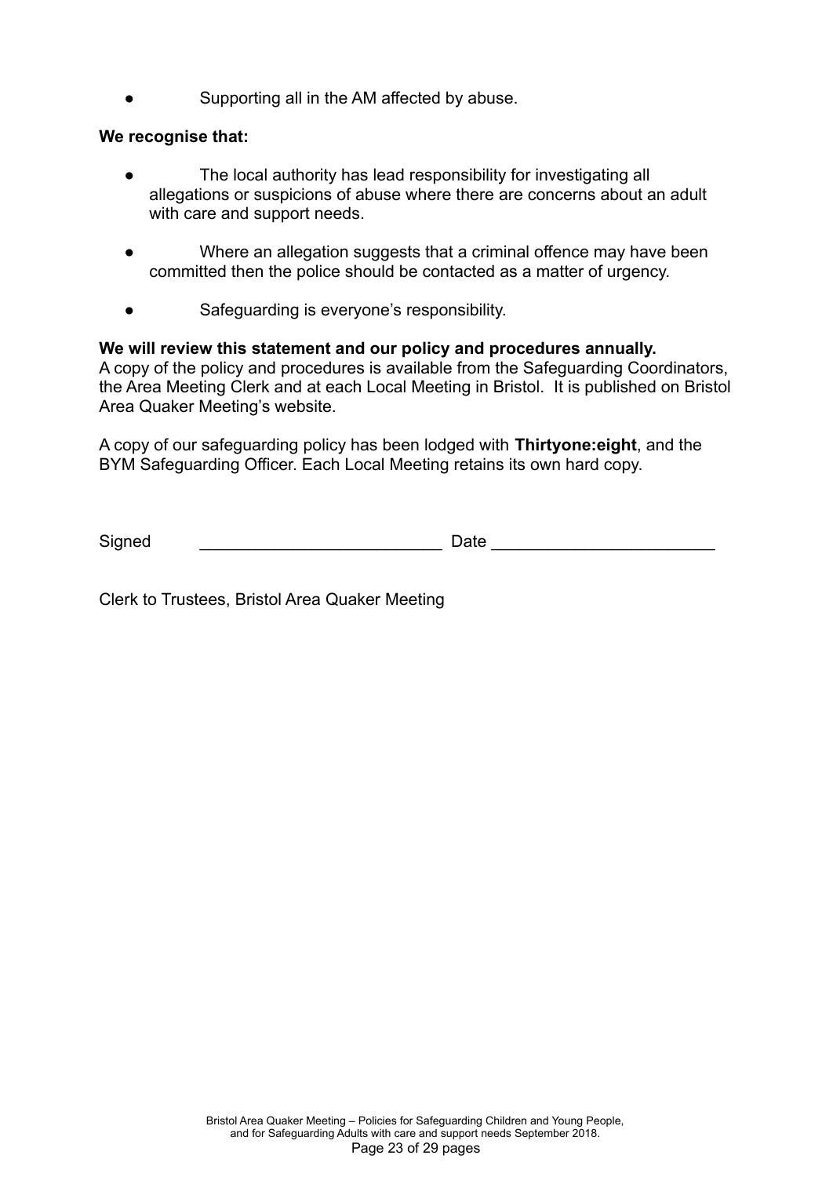- Supporting all in the AM affected by abuse.

**We recognise that:**

- The local authority has lead responsibility for investigating all allegations or suspicions of abuse where there are concerns about an adult with care and support needs.
- Where an allegation suggests that a criminal offence may have been committed then the police should be contacted as a matter of urgency.
- Safeguarding is everyone's responsibility.

**We will review this statement and our policy and procedures annually.**
A copy of the policy and procedures is available from the Safeguarding Coordinators, the Area Meeting Clerk and at each Local Meeting in Bristol. It is published on Bristol Area Quaker Meeting's website.

A copy of our safeguarding policy has been lodged with **Thirtyone:eight**, and the BYM Safeguarding Officer. Each Local Meeting retains its own hard copy.

Signed \_\_\_\_\_\_\_\_\_\_\_\_\_\_\_\_\_\_\_\_\_\_\_\_\_\_ Date \_\_\_\_\_\_\_\_\_\_\_\_\_\_\_\_\_\_\_\_\_\_\_\_

Clerk to Trustees, Bristol Area Quaker Meeting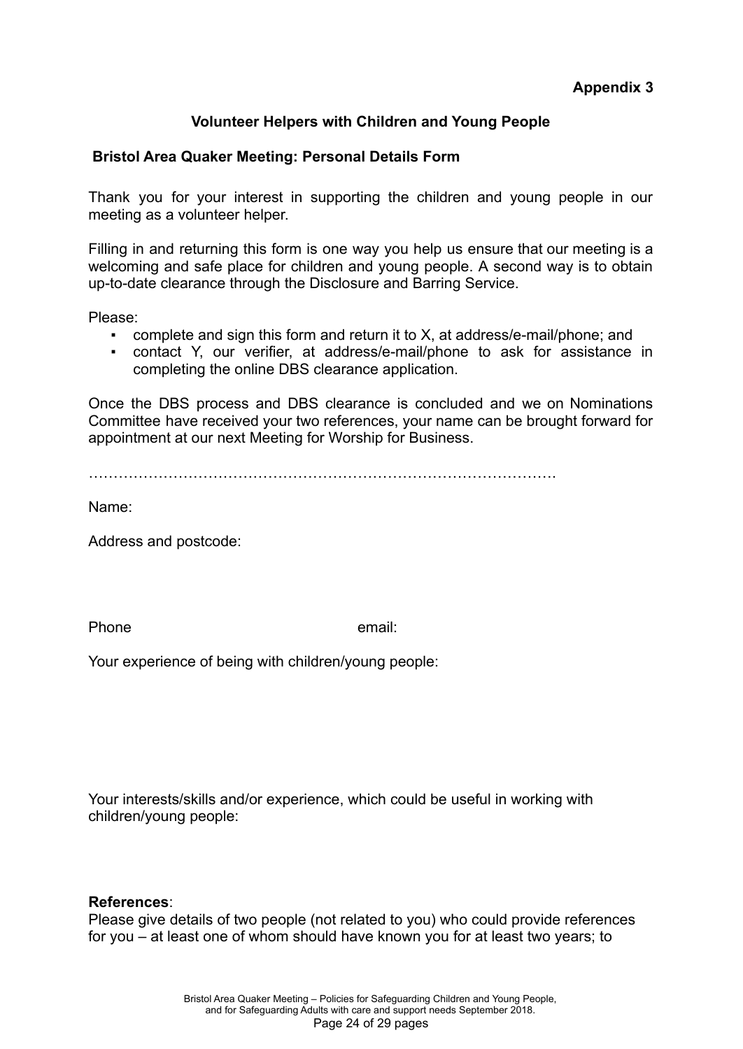**Appendix 3**

## Volunteer Helpers with Children and Young People

### Bristol Area Quaker Meeting: Personal Details Form

Thank you for your interest in supporting the children and young people in our meeting as a volunteer helper.

Filling in and returning this form is one way you help us ensure that our meeting is a welcoming and safe place for children and young people. A second way is to obtain up-to-date clearance through the Disclosure and Barring Service.

Please:

- complete and sign this form and return it to X, at address/e-mail/phone; and
- contact Y, our verifier, at address/e-mail/phone to ask for assistance in completing the online DBS clearance application.

Once the DBS process and DBS clearance is concluded and we on Nominations Committee have received your two references, your name can be brought forward for appointment at our next Meeting for Worship for Business.

…………………………………………………………………………………….

Name:

Address and postcode:

Phone email:

Your experience of being with children/young people:

Your interests/skills and/or experience, which could be useful in working with children/young people:

**References**:
Please give details of two people (not related to you) who could provide references for you – at least one of whom should have known you for at least two years; to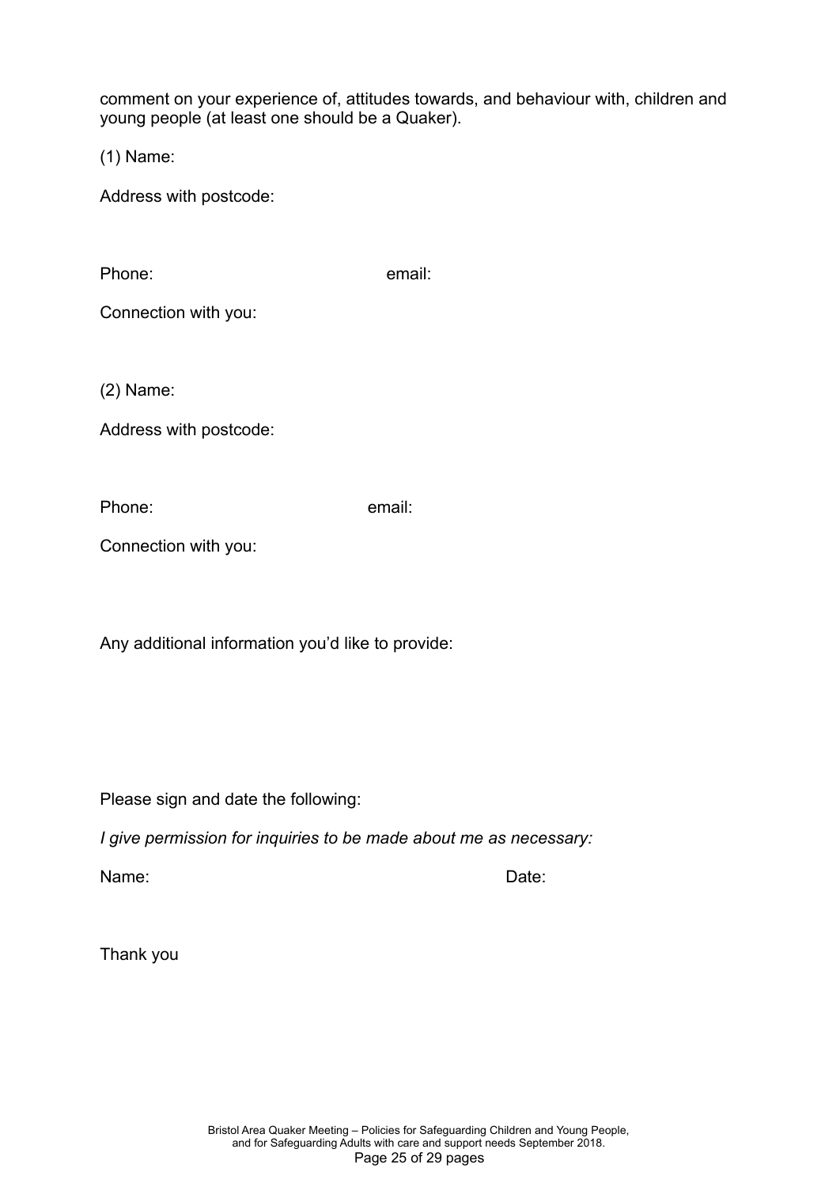comment on your experience of, attitudes towards, and behaviour with, children and young people (at least one should be a Quaker).

(1) Name:

Address with postcode:

Phone: email:

Connection with you:

(2) Name:

Address with postcode:

Phone: email:

Connection with you:

Any additional information you'd like to provide:

Please sign and date the following:

*I give permission for inquiries to be made about me as necessary:*

Name: Date:

Thank you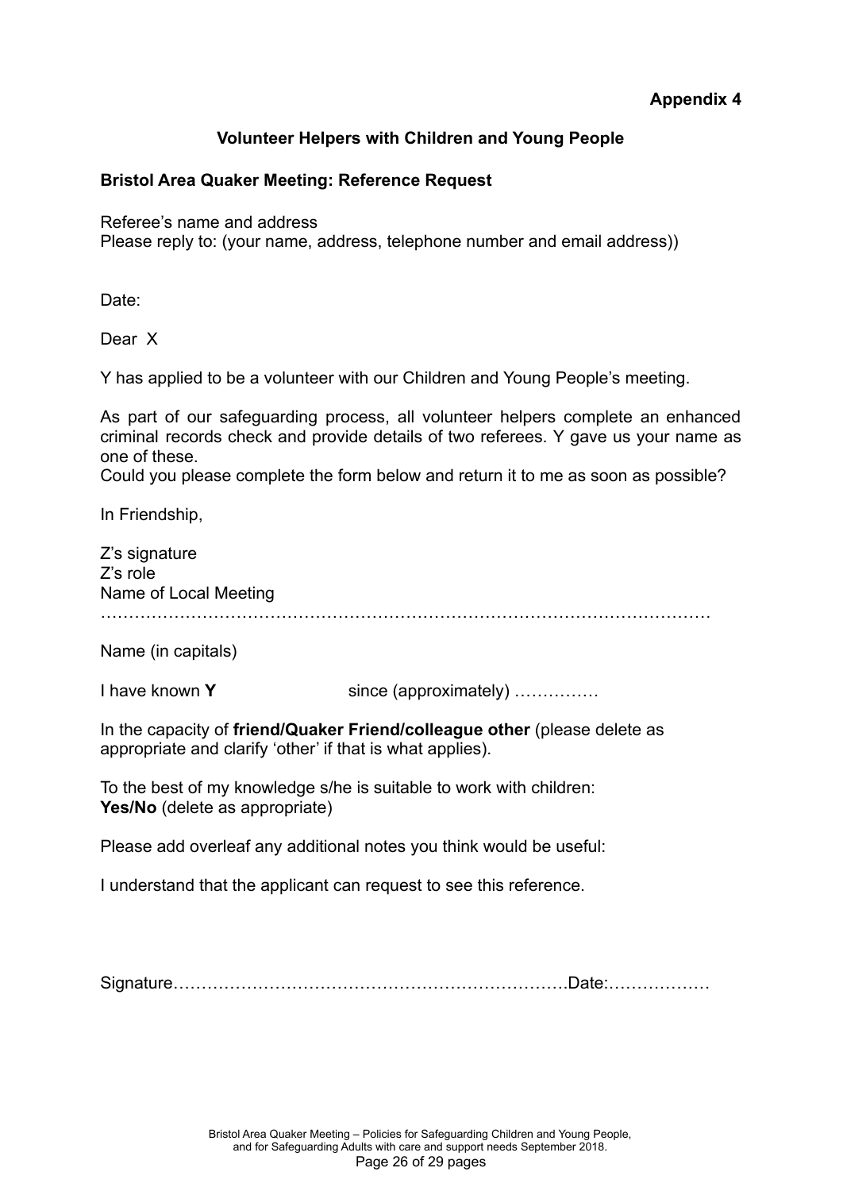**Appendix 4**

## Volunteer Helpers with Children and Young People

### Bristol Area Quaker Meeting: Reference Request

Referee's name and address
Please reply to: (your name, address, telephone number and email address))

Date:

Dear X

Y has applied to be a volunteer with our Children and Young People's meeting.

As part of our safeguarding process, all volunteer helpers complete an enhanced criminal records check and provide details of two referees. Y gave us your name as one of these.
Could you please complete the form below and return it to me as soon as possible?

In Friendship,

Z's signature
Z's role
Name of Local Meeting
………………………………………………………………………………………………

Name (in capitals)

I have known **Y** since (approximately) ……………

In the capacity of **friend/Quaker Friend/colleague other** (please delete as appropriate and clarify 'other' if that is what applies).

To the best of my knowledge s/he is suitable to work with children:
**Yes/No** (delete as appropriate)

Please add overleaf any additional notes you think would be useful:

I understand that the applicant can request to see this reference.

Signature…………………………………………………………….Date:………………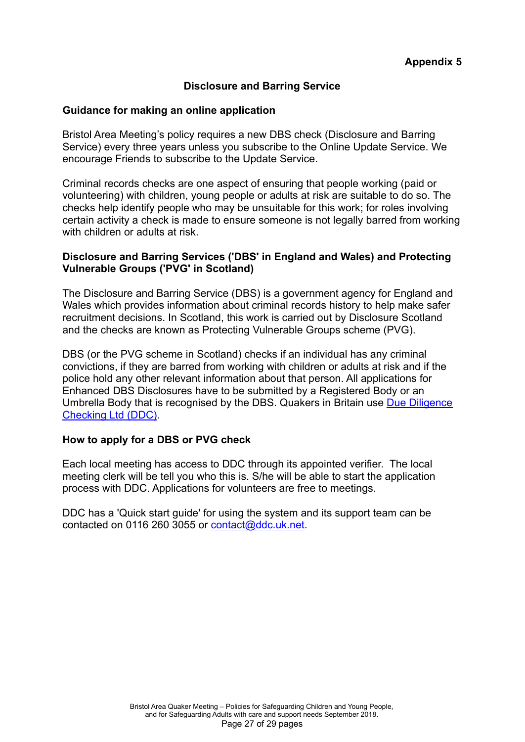**Appendix 5**

## Disclosure and Barring Service

### Guidance for making an online application

Bristol Area Meeting's policy requires a new DBS check (Disclosure and Barring Service) every three years unless you subscribe to the Online Update Service. We encourage Friends to subscribe to the Update Service.

Criminal records checks are one aspect of ensuring that people working (paid or volunteering) with children, young people or adults at risk are suitable to do so. The checks help identify people who may be unsuitable for this work; for roles involving certain activity a check is made to ensure someone is not legally barred from working with children or adults at risk.

### Disclosure and Barring Services ('DBS' in England and Wales) and Protecting Vulnerable Groups ('PVG' in Scotland)

The Disclosure and Barring Service (DBS) is a government agency for England and Wales which provides information about criminal records history to help make safer recruitment decisions. In Scotland, this work is carried out by Disclosure Scotland and the checks are known as Protecting Vulnerable Groups scheme (PVG).

DBS (or the PVG scheme in Scotland) checks if an individual has any criminal convictions, if they are barred from working with children or adults at risk and if the police hold any other relevant information about that person. All applications for Enhanced DBS Disclosures have to be submitted by a Registered Body or an Umbrella Body that is recognised by the DBS. Quakers in Britain use Due Diligence Checking Ltd (DDC).

### How to apply for a DBS or PVG check

Each local meeting has access to DDC through its appointed verifier. The local meeting clerk will be tell you who this is. S/he will be able to start the application process with DDC. Applications for volunteers are free to meetings.

DDC has a 'Quick start guide' for using the system and its support team can be contacted on 0116 260 3055 or contact@ddc.uk.net.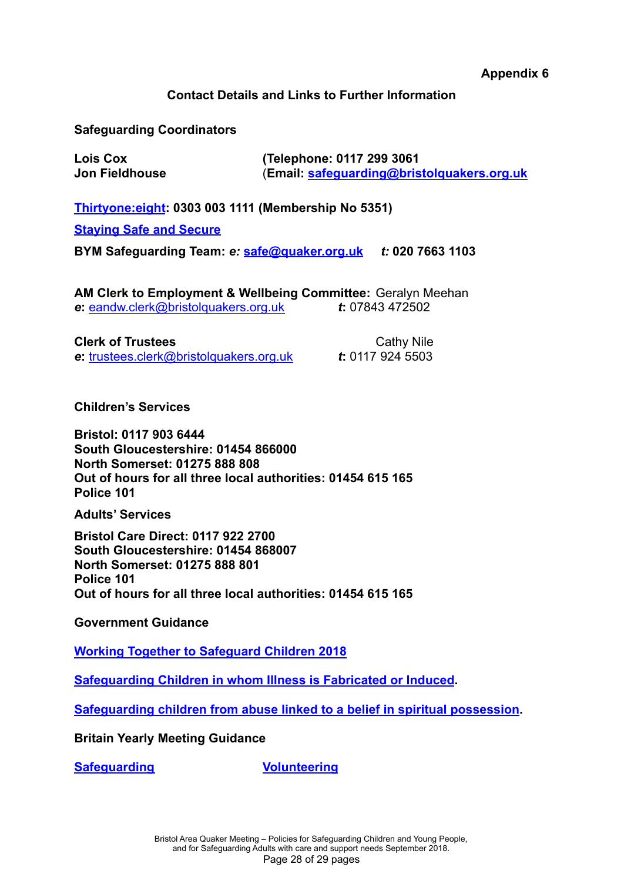**Appendix 6**

## Contact Details and Links to Further Information

**Safeguarding Coordinators**

**Lois Cox** **(Telephone: 0117 299 3061**
**Jon Fieldhouse** (**Email: safeguarding@bristolquakers.org.uk**

**Thirtyone:eight: 0303 003 1111 (Membership No 5351)**

**Staying Safe and Secure**

**BYM Safeguarding Team:** ***e:*** **safe@quaker.org.uk** ***t:*** **020 7663 1103**

**AM Clerk to Employment & Wellbeing Committee:** Geralyn Meehan
***e***: eandw.clerk@bristolquakers.org.uk ***t***: 07843 472502

**Clerk of Trustees** Cathy Nile
***e***: trustees.clerk@bristolquakers.org.uk ***t***: 0117 924 5503

**Children's Services**

**Bristol: 0117 903 6444**
**South Gloucestershire: 01454 866000**
**North Somerset: 01275 888 808**
**Out of hours for all three local authorities: 01454 615 165**
**Police 101**

**Adults' Services**

**Bristol Care Direct: 0117 922 2700**
**South Gloucestershire: 01454 868007**
**North Somerset: 01275 888 801**
**Police 101**
**Out of hours for all three local authorities: 01454 615 165**

**Government Guidance**

**Working Together to Safeguard Children 2018**

**Safeguarding Children in whom Illness is Fabricated or Induced.**

**Safeguarding children from abuse linked to a belief in spiritual possession.**

**Britain Yearly Meeting Guidance**

**Safeguarding** **Volunteering**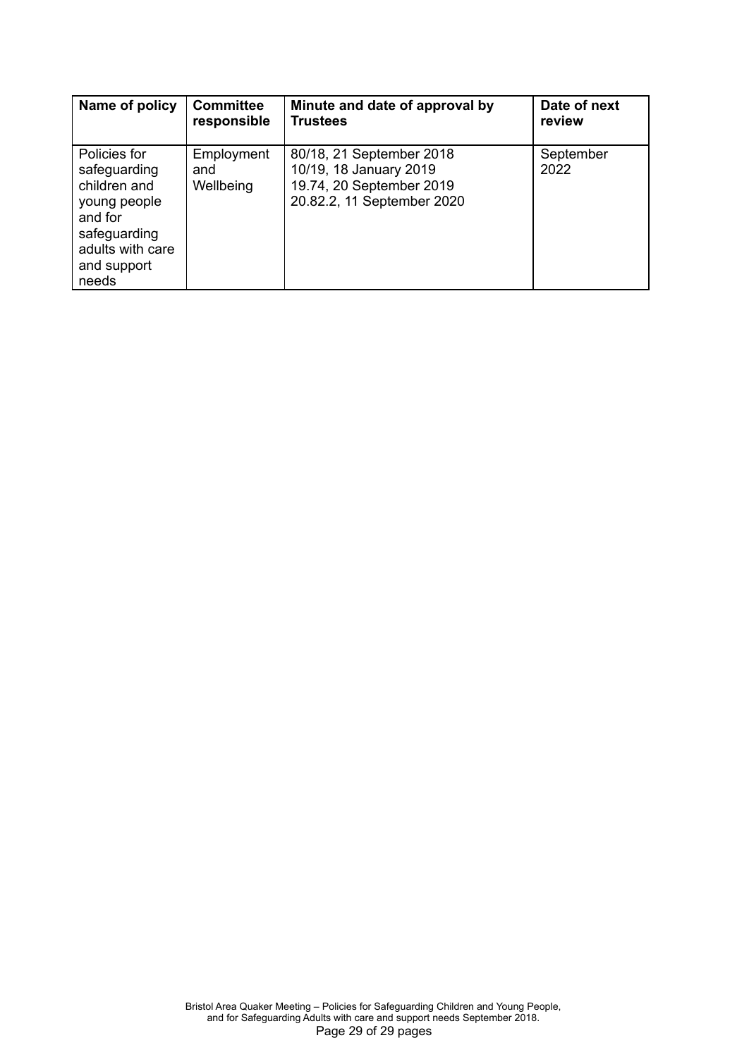| Name of policy | Committee responsible | Minute and date of approval by Trustees | Date of next review |
|---|---|---|---|
| Policies for safeguarding children and young people and for safeguarding adults with care and support needs | Employment and Wellbeing | 80/18, 21 September 2018<br>10/19, 18 January 2019<br>19.74, 20 September 2019<br>20.82.2, 11 September 2020 | September 2022 |